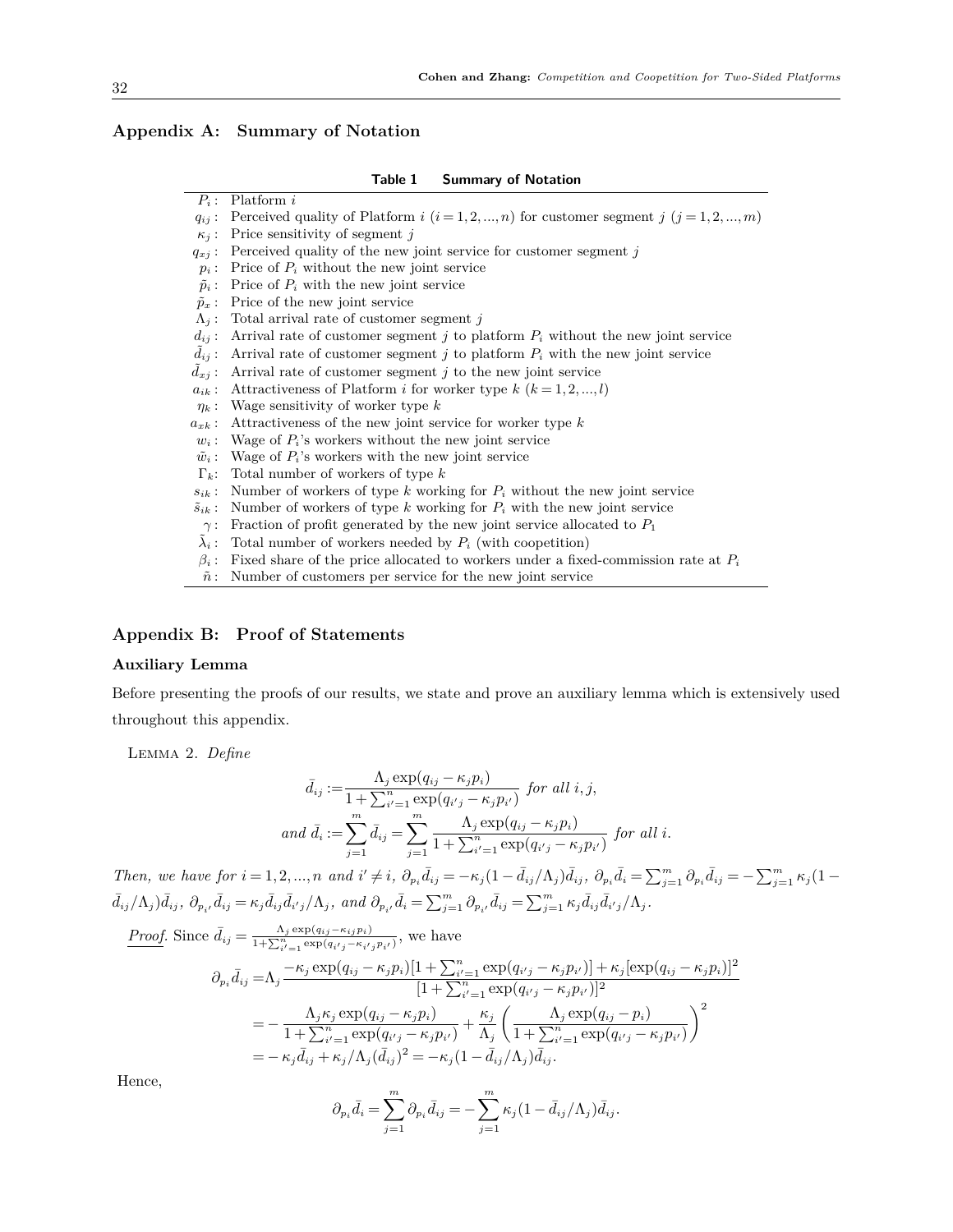## Appendix A: Summary of Notation

**Table 1 Summary of Notation**

| | |
|---|---|
| $P_i$ : | Platform $i$ |
| $q_{ij}$ : | Perceived quality of Platform $i$ $(i=1,2,...,n)$ for customer segment $j$ $(j=1,2,...,m)$ |
| $\kappa_j$ : | Price sensitivity of segment $j$ |
| $q_{xj}$ : | Perceived quality of the new joint service for customer segment $j$ |
| $p_i$ : | Price of $P_i$ without the new joint service |
| $\tilde{p}_i$ : | Price of $P_i$ with the new joint service |
| $\tilde{p}_x$ : | Price of the new joint service |
| $\Lambda_j$ : | Total arrival rate of customer segment $j$ |
| $d_{ij}$ : | Arrival rate of customer segment $j$ to platform $P_i$ without the new joint service |
| $\tilde{d}_{ij}$ : | Arrival rate of customer segment $j$ to platform $P_i$ with the new joint service |
| $\tilde{d}_{xj}$ : | Arrival rate of customer segment $j$ to the new joint service |
| $a_{ik}$ : | Attractiveness of Platform $i$ for worker type $k$ $(k=1,2,...,l)$ |
| $\eta_k$ : | Wage sensitivity of worker type $k$ |
| $a_{xk}$ : | Attractiveness of the new joint service for worker type $k$ |
| $w_i$ : | Wage of $P_i$'s workers without the new joint service |
| $\tilde{w}_i$ : | Wage of $P_i$'s workers with the new joint service |
| $\Gamma_k$: | Total number of workers of type $k$ |
| $s_{ik}$ : | Number of workers of type $k$ working for $P_i$ without the new joint service |
| $\tilde{s}_{ik}$ : | Number of workers of type $k$ working for $P_i$ with the new joint service |
| $\gamma$ : | Fraction of profit generated by the new joint service allocated to $P_1$ |
| $\tilde{\lambda}_i$ : | Total number of workers needed by $P_i$ (with coopetition) |
| $\beta_i$ : | Fixed share of the price allocated to workers under a fixed-commission rate at $P_i$ |
| $\tilde{n}$ : | Number of customers per service for the new joint service |

## Appendix B: Proof of Statements

### Auxiliary Lemma

Before presenting the proofs of our results, we state and prove an auxiliary lemma which is extensively used throughout this appendix.

LEMMA 2. *Define*

$$\bar{d}_{ij} := \frac{\Lambda_j \exp(q_{ij} - \kappa_j p_i)}{1 + \sum_{i'=1}^{n} \exp(q_{i'j} - \kappa_j p_{i'})} \text{ for all } i, j,$$

$$\text{and } \bar{d}_i := \sum_{j=1}^{m} \bar{d}_{ij} = \sum_{j=1}^{m} \frac{\Lambda_j \exp(q_{ij} - \kappa_j p_i)}{1 + \sum_{i'=1}^{n} \exp(q_{i'j} - \kappa_j p_{i'})} \text{ for all } i.$$

*Then, we have for $i = 1,2,...,n$ and $i' \neq i$, $\partial_{p_i} \bar{d}_{ij} = -\kappa_j (1 - \bar{d}_{ij}/\Lambda_j)\bar{d}_{ij}$, $\partial_{p_i} \bar{d}_i = \sum_{j=1}^{m} \partial_{p_i} \bar{d}_{ij} = -\sum_{j=1}^{m} \kappa_j (1 - \bar{d}_{ij}/\Lambda_j)\bar{d}_{ij}$, $\partial_{p_{i'}} \bar{d}_{ij} = \kappa_j \bar{d}_{ij} \bar{d}_{i'j}/\Lambda_j$, and $\partial_{p_{i'}} \bar{d}_i = \sum_{j=1}^{m} \partial_{p_{i'}} \bar{d}_{ij} = \sum_{j=1}^{m} \kappa_j \bar{d}_{ij} \bar{d}_{i'j}/\Lambda_j$.*

*Proof.* Since $\bar{d}_{ij} = \frac{\Lambda_j \exp(q_{ij} - \kappa_{ij} p_i)}{1 + \sum_{i'=1}^{n} \exp(q_{i'j} - \kappa_{i'j} p_{i'})}$, we have

$$\begin{aligned}
\partial_{p_i} \bar{d}_{ij} =& \Lambda_j \frac{-\kappa_j \exp(q_{ij} - \kappa_j p_i)[1 + \sum_{i'=1}^{n} \exp(q_{i'j} - \kappa_j p_{i'})] + \kappa_j [\exp(q_{ij} - \kappa_j p_i)]^2}{[1 + \sum_{i'=1}^{n} \exp(q_{i'j} - \kappa_j p_{i'})]^2} \\
=& -\frac{\Lambda_j \kappa_j \exp(q_{ij} - \kappa_j p_i)}{1 + \sum_{i'=1}^{n} \exp(q_{i'j} - \kappa_j p_{i'})} + \frac{\kappa_j}{\Lambda_j} \left( \frac{\Lambda_j \exp(q_{ij} - p_i)}{1 + \sum_{i'=1}^{n} \exp(q_{i'j} - \kappa_j p_{i'})} \right)^2 \\
=& -\kappa_j \bar{d}_{ij} + \kappa_j/\Lambda_j (\bar{d}_{ij})^2 = -\kappa_j (1 - \bar{d}_{ij}/\Lambda_j)\bar{d}_{ij}.
\end{aligned}$$

Hence,

$$\partial_{p_i} \bar{d}_i = \sum_{j=1}^{m} \partial_{p_i} \bar{d}_{ij} = -\sum_{j=1}^{m} \kappa_j (1 - \bar{d}_{ij}/\Lambda_j)\bar{d}_{ij}.$$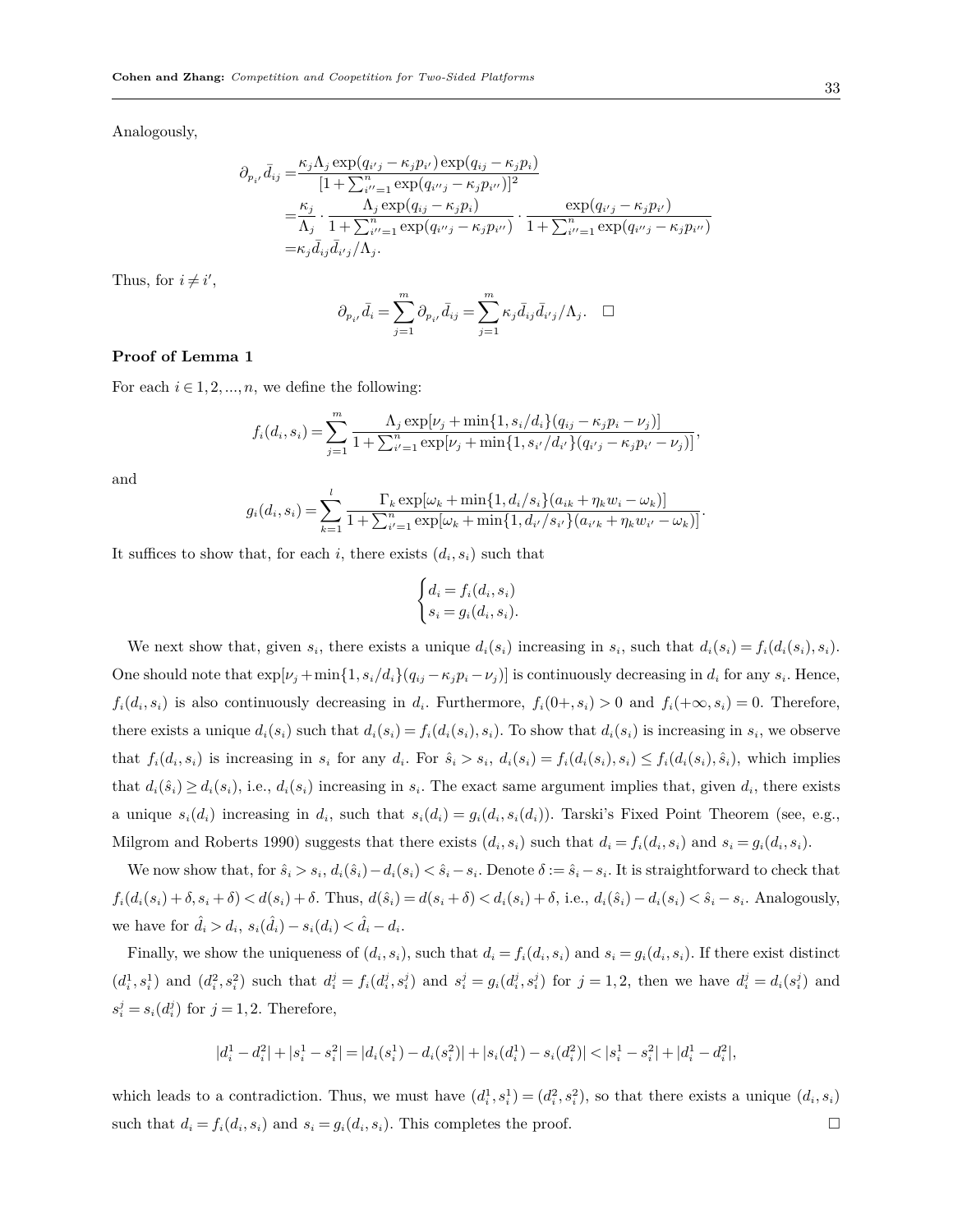Analogously,

$$
\begin{aligned}
\partial_{p_{i'}} \bar{d}_{ij} =& \frac{\kappa_j \Lambda_j \exp(q_{i'j} - \kappa_j p_{i'}) \exp(q_{ij} - \kappa_j p_i)}{[1 + \sum_{i''=1}^n \exp(q_{i''j} - \kappa_j p_{i''})]^2} \\
=& \frac{\kappa_j}{\Lambda_j} \cdot \frac{\Lambda_j \exp(q_{ij} - \kappa_j p_i)}{1 + \sum_{i''=1}^n \exp(q_{i''j} - \kappa_j p_{i''})} \cdot \frac{\exp(q_{i'j} - \kappa_j p_{i'})}{1 + \sum_{i''=1}^n \exp(q_{i''j} - \kappa_j p_{i''})} \\
=& \kappa_j \bar{d}_{ij} \bar{d}_{i'j} / \Lambda_j.
\end{aligned}
$$

Thus, for $i \neq i'$,

$$
\partial_{p_{i'}} \bar{d}_i = \sum_{j=1}^m \partial_{p_{i'}} \bar{d}_{ij} = \sum_{j=1}^m \kappa_j \bar{d}_{ij} \bar{d}_{i'j} / \Lambda_j. \quad \square
$$

**Proof of Lemma 1**

For each $i \in 1, 2, ..., n$, we define the following:

$$
f_i(d_i, s_i) = \sum_{j=1}^m \frac{\Lambda_j \exp[\nu_j + \min\{1, s_i/d_i\}(q_{ij} - \kappa_j p_i - \nu_j)]}{1 + \sum_{i'=1}^n \exp[\nu_j + \min\{1, s_{i'}/d_{i'}\}(q_{i'j} - \kappa_j p_{i'} - \nu_j)]},
$$

and

$$
g_i(d_i, s_i) = \sum_{k=1}^l \frac{\Gamma_k \exp[\omega_k + \min\{1, d_i/s_i\}(a_{ik} + \eta_k w_i - \omega_k)]}{1 + \sum_{i'=1}^n \exp[\omega_k + \min\{1, d_{i'}/s_{i'}\}(a_{i'k} + \eta_k w_{i'} - \omega_k)]}.
$$

It suffices to show that, for each $i$, there exists $(d_i, s_i)$ such that

$$
\begin{cases} d_i = f_i(d_i, s_i) \\ s_i = g_i(d_i, s_i). \end{cases}
$$

We next show that, given $s_i$, there exists a unique $d_i(s_i)$ increasing in $s_i$, such that $d_i(s_i) = f_i(d_i(s_i), s_i)$. One should note that $\exp[\nu_j + \min\{1, s_i/d_i\}(q_{ij} - \kappa_j p_i - \nu_j)]$ is continuously decreasing in $d_i$ for any $s_i$. Hence, $f_i(d_i, s_i)$ is also continuously decreasing in $d_i$. Furthermore, $f_i(0+, s_i) > 0$ and $f_i(+\infty, s_i) = 0$. Therefore, there exists a unique $d_i(s_i)$ such that $d_i(s_i) = f_i(d_i(s_i), s_i)$. To show that $d_i(s_i)$ is increasing in $s_i$, we observe that $f_i(d_i, s_i)$ is increasing in $s_i$ for any $d_i$. For $\hat{s}_i > s_i$, $d_i(s_i) = f_i(d_i(s_i), s_i) \leq f_i(d_i(s_i), \hat{s}_i)$, which implies that $d_i(\hat{s}_i) \geq d_i(s_i)$, i.e., $d_i(s_i)$ increasing in $s_i$. The exact same argument implies that, given $d_i$, there exists a unique $s_i(d_i)$ increasing in $d_i$, such that $s_i(d_i) = g_i(d_i, s_i(d_i))$. Tarski's Fixed Point Theorem (see, e.g., Milgrom and Roberts 1990) suggests that there exists $(d_i, s_i)$ such that $d_i = f_i(d_i, s_i)$ and $s_i = g_i(d_i, s_i)$.

We now show that, for $\hat{s}_i > s_i$, $d_i(\hat{s}_i) - d_i(s_i) < \hat{s}_i - s_i$. Denote $\delta := \hat{s}_i - s_i$. It is straightforward to check that $f_i(d_i(s_i) + \delta, s_i + \delta) < d(s_i) + \delta$. Thus, $d(\hat{s}_i) = d(s_i + \delta) < d_i(s_i) + \delta$, i.e., $d_i(\hat{s}_i) - d_i(s_i) < \hat{s}_i - s_i$. Analogously, we have for $\hat{d}_i > d_i$, $s_i(\hat{d}_i) - s_i(d_i) < \hat{d}_i - d_i$.

Finally, we show the uniqueness of $(d_i, s_i)$, such that $d_i = f_i(d_i, s_i)$ and $s_i = g_i(d_i, s_i)$. If there exist distinct $(d_i^1, s_i^1)$ and $(d_i^2, s_i^2)$ such that $d_i^j = f_i(d_i^j, s_i^j)$ and $s_i^j = g_i(d_i^j, s_i^j)$ for $j = 1, 2$, then we have $d_i^j = d_i(s_i^j)$ and $s_i^j = s_i(d_i^j)$ for $j = 1, 2$. Therefore,

$$
|d_i^1 - d_i^2| + |s_i^1 - s_i^2| = |d_i(s_i^1) - d_i(s_i^2)| + |s_i(d_i^1) - s_i(d_i^2)| < |s_i^1 - s_i^2| + |d_i^1 - d_i^2|,
$$

which leads to a contradiction. Thus, we must have $(d_i^1, s_i^1) = (d_i^2, s_i^2)$, so that there exists a unique $(d_i, s_i)$ such that $d_i = f_i(d_i, s_i)$ and $s_i = g_i(d_i, s_i)$. This completes the proof. $\square$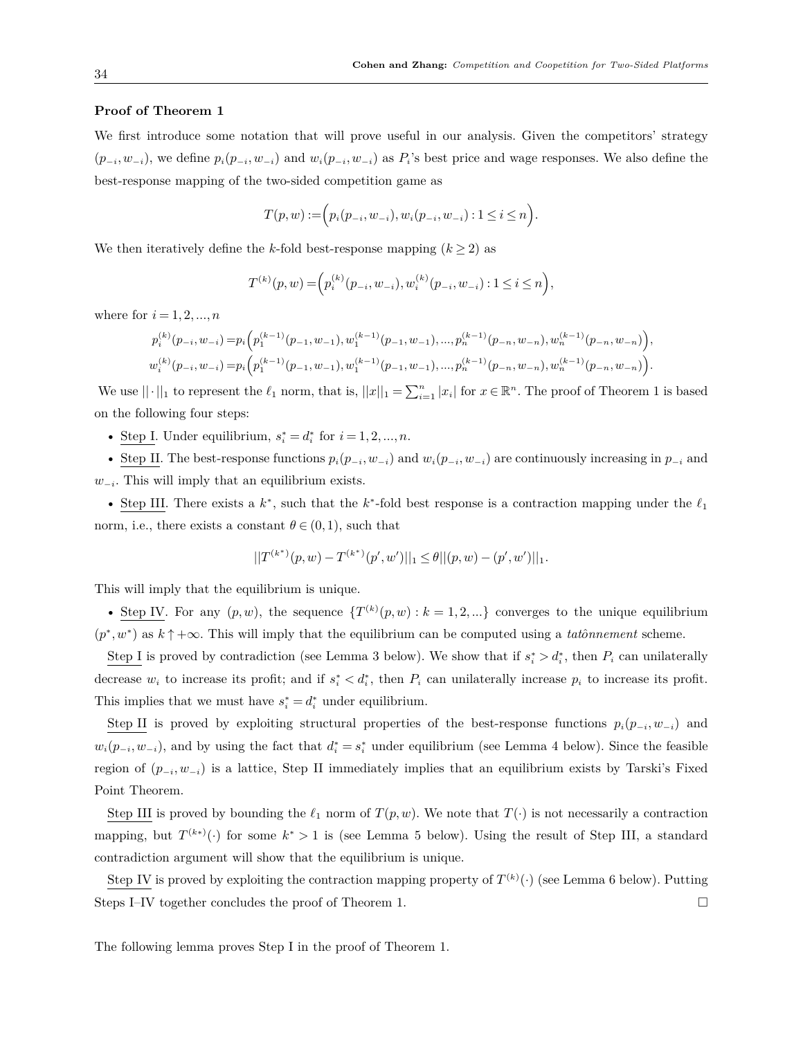**Proof of Theorem 1**

We first introduce some notation that will prove useful in our analysis. Given the competitors' strategy $(p_{-i}, w_{-i})$, we define $p_i(p_{-i}, w_{-i})$ and $w_i(p_{-i}, w_{-i})$ as $P_i$'s best price and wage responses. We also define the best-response mapping of the two-sided competition game as

$$T(p, w) := \Big(p_i(p_{-i}, w_{-i}), w_i(p_{-i}, w_{-i}) : 1 \leq i \leq n\Big).$$

We then iteratively define the $k$-fold best-response mapping ($k \geq 2$) as

$$T^{(k)}(p, w) = \Big(p_i^{(k)}(p_{-i}, w_{-i}), w_i^{(k)}(p_{-i}, w_{-i}) : 1 \leq i \leq n\Big),$$

where for $i = 1, 2, ..., n$

$$p_i^{(k)}(p_{-i}, w_{-i}) = p_i\Big(p_1^{(k-1)}(p_{-1}, w_{-1}), w_1^{(k-1)}(p_{-1}, w_{-1}), ..., p_n^{(k-1)}(p_{-n}, w_{-n}), w_n^{(k-1)}(p_{-n}, w_{-n})\Big),$$
$$w_i^{(k)}(p_{-i}, w_{-i}) = p_i\Big(p_1^{(k-1)}(p_{-1}, w_{-1}), w_1^{(k-1)}(p_{-1}, w_{-1}), ..., p_n^{(k-1)}(p_{-n}, w_{-n}), w_n^{(k-1)}(p_{-n}, w_{-n})\Big).$$

We use $||\cdot||_1$ to represent the $\ell_1$ norm, that is, $||x||_1 = \sum_{i=1}^n |x_i|$ for $x \in \mathbb{R}^n$. The proof of Theorem 1 is based on the following four steps:

- Step I. Under equilibrium, $s_i^* = d_i^*$ for $i = 1, 2, ..., n$.
- Step II. The best-response functions $p_i(p_{-i}, w_{-i})$ and $w_i(p_{-i}, w_{-i})$ are continuously increasing in $p_{-i}$ and $w_{-i}$. This will imply that an equilibrium exists.
- Step III. There exists a $k^*$, such that the $k^*$-fold best response is a contraction mapping under the $\ell_1$ norm, i.e., there exists a constant $\theta \in (0, 1)$, such that

$$||T^{(k^*)}(p, w) - T^{(k^*)}(p', w')||_1 \leq \theta ||(p, w) - (p', w')||_1.$$

This will imply that the equilibrium is unique.

- Step IV. For any $(p, w)$, the sequence $\{T^{(k)}(p, w) : k = 1, 2, ...\}$ converges to the unique equilibrium $(p^*, w^*)$ as $k \uparrow +\infty$. This will imply that the equilibrium can be computed using a *tatônnement* scheme.

Step I is proved by contradiction (see Lemma 3 below). We show that if $s_i^* > d_i^*$, then $P_i$ can unilaterally decrease $w_i$ to increase its profit; and if $s_i^* < d_i^*$, then $P_i$ can unilaterally increase $p_i$ to increase its profit. This implies that we must have $s_i^* = d_i^*$ under equilibrium.

Step II is proved by exploiting structural properties of the best-response functions $p_i(p_{-i}, w_{-i})$ and $w_i(p_{-i}, w_{-i})$, and by using the fact that $d_i^* = s_i^*$ under equilibrium (see Lemma 4 below). Since the feasible region of $(p_{-i}, w_{-i})$ is a lattice, Step II immediately implies that an equilibrium exists by Tarski's Fixed Point Theorem.

Step III is proved by bounding the $\ell_1$ norm of $T(p, w)$. We note that $T(\cdot)$ is not necessarily a contraction mapping, but $T^{(k*)}(\cdot)$ for some $k^* > 1$ is (see Lemma 5 below). Using the result of Step III, a standard contradiction argument will show that the equilibrium is unique.

Step IV is proved by exploiting the contraction mapping property of $T^{(k)}(\cdot)$ (see Lemma 6 below). Putting Steps I–IV together concludes the proof of Theorem 1. □

The following lemma proves Step I in the proof of Theorem 1.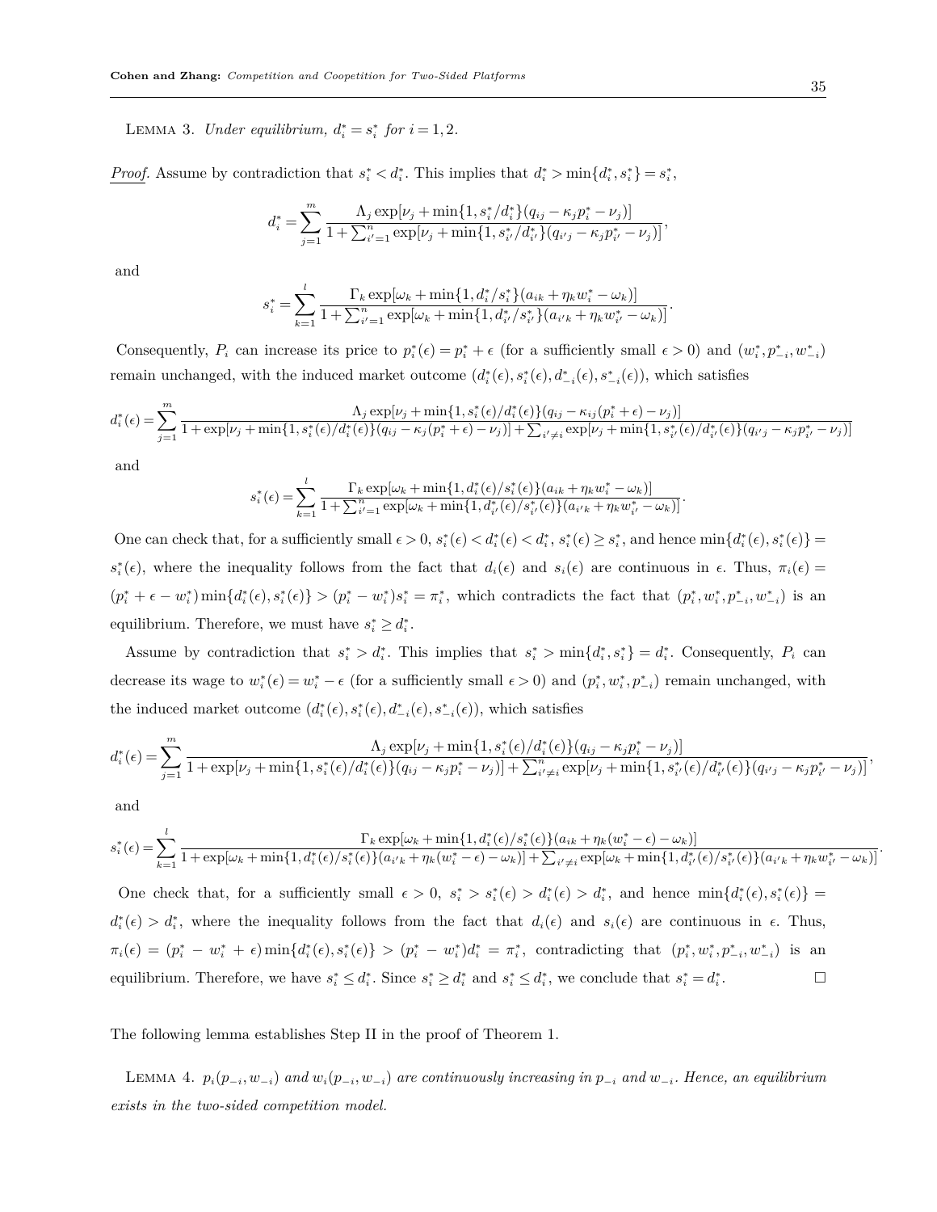Lemma 3. *Under equilibrium, $d_i^* = s_i^*$ for $i = 1, 2$.*

***Proof.*** Assume by contradiction that $s_i^* < d_i^*$. This implies that $d_i^* > \min\{d_i^*, s_i^*\} = s_i^*$,

$$d_i^* = \sum_{j=1}^{m} \frac{\Lambda_j \exp[\nu_j + \min\{1, s_i^*/d_i^*\}(q_{ij} - \kappa_j p_i^* - \nu_j)]}{1 + \sum_{i'=1}^{n} \exp[\nu_j + \min\{1, s_{i'}^*/d_{i'}^*\}(q_{i'j} - \kappa_j p_{i'}^* - \nu_j)]},$$

and

$$s_i^* = \sum_{k=1}^{l} \frac{\Gamma_k \exp[\omega_k + \min\{1, d_i^*/s_i^*\}(a_{ik} + \eta_k w_i^* - \omega_k)]}{1 + \sum_{i'=1}^{n} \exp[\omega_k + \min\{1, d_{i'}^*/s_{i'}^*\}(a_{i'k} + \eta_k w_{i'}^* - \omega_k)]}.$$

Consequently, $P_i$ can increase its price to $p_i^*(\epsilon) = p_i^* + \epsilon$ (for a sufficiently small $\epsilon > 0$) and $(w_i^*, p_{-i}^*, w_{-i}^*)$ remain unchanged, with the induced market outcome $(d_i^*(\epsilon), s_i^*(\epsilon), d_{-i}^*(\epsilon), s_{-i}^*(\epsilon))$, which satisfies

$$d_i^*(\epsilon) = \sum_{j=1}^{m} \frac{\Lambda_j \exp[\nu_j + \min\{1, s_i^*(\epsilon)/d_i^*(\epsilon)\}(q_{ij} - \kappa_{ij}(p_i^* + \epsilon) - \nu_j)]}{1 + \exp[\nu_j + \min\{1, s_i^*(\epsilon)/d_i^*(\epsilon)\}(q_{ij} - \kappa_j(p_i^* + \epsilon) - \nu_j)] + \sum_{i' \neq i} \exp[\nu_j + \min\{1, s_{i'}^*(\epsilon)/d_{i'}^*(\epsilon)\}(q_{i'j} - \kappa_j p_{i'}^* - \nu_j)]}$$

and

$$s_i^*(\epsilon) = \sum_{k=1}^{l} \frac{\Gamma_k \exp[\omega_k + \min\{1, d_i^*(\epsilon)/s_i^*(\epsilon)\}(a_{ik} + \eta_k w_i^* - \omega_k)]}{1 + \sum_{i'=1}^{n} \exp[\omega_k + \min\{1, d_{i'}^*(\epsilon)/s_{i'}^*(\epsilon)\}(a_{i'k} + \eta_k w_{i'}^* - \omega_k)]}.$$

One can check that, for a sufficiently small $\epsilon > 0$, $s_i^*(\epsilon) < d_i^*(\epsilon) < d_i^*$, $s_i^*(\epsilon) \geq s_i^*$, and hence $\min\{d_i^*(\epsilon), s_i^*(\epsilon)\} = s_i^*(\epsilon)$, where the inequality follows from the fact that $d_i(\epsilon)$ and $s_i(\epsilon)$ are continuous in $\epsilon$. Thus, $\pi_i(\epsilon) = (p_i^* + \epsilon - w_i^*) \min\{d_i^*(\epsilon), s_i^*(\epsilon)\} > (p_i^* - w_i^*) s_i^* = \pi_i^*$, which contradicts the fact that $(p_i^*, w_i^*, p_{-i}^*, w_{-i}^*)$ is an equilibrium. Therefore, we must have $s_i^* \geq d_i^*$.

Assume by contradiction that $s_i^* > d_i^*$. This implies that $s_i^* > \min\{d_i^*, s_i^*\} = d_i^*$. Consequently, $P_i$ can decrease its wage to $w_i^*(\epsilon) = w_i^* - \epsilon$ (for a sufficiently small $\epsilon > 0$) and $(p_i^*, w_i^*, p_{-i}^*)$ remain unchanged, with the induced market outcome $(d_i^*(\epsilon), s_i^*(\epsilon), d_{-i}^*(\epsilon), s_{-i}^*(\epsilon))$, which satisfies

$$d_i^*(\epsilon) = \sum_{j=1}^{m} \frac{\Lambda_j \exp[\nu_j + \min\{1, s_i^*(\epsilon)/d_i^*(\epsilon)\}(q_{ij} - \kappa_j p_i^* - \nu_j)]}{1 + \exp[\nu_j + \min\{1, s_i^*(\epsilon)/d_i^*(\epsilon)\}(q_{ij} - \kappa_j p_i^* - \nu_j)] + \sum_{i' \neq i}^{n} \exp[\nu_j + \min\{1, s_{i'}^*(\epsilon)/d_{i'}^*(\epsilon)\}(q_{i'j} - \kappa_j p_{i'}^* - \nu_j)]},$$

and

$$s_i^*(\epsilon) = \sum_{k=1}^{l} \frac{\Gamma_k \exp[\omega_k + \min\{1, d_i^*(\epsilon)/s_i^*(\epsilon)\}(a_{ik} + \eta_k(w_i^* - \epsilon) - \omega_k)]}{1 + \exp[\omega_k + \min\{1, d_i^*(\epsilon)/s_i^*(\epsilon)\}(a_{i'k} + \eta_k(w_i^* - \epsilon) - \omega_k)] + \sum_{i' \neq i} \exp[\omega_k + \min\{1, d_{i'}^*(\epsilon)/s_{i'}^*(\epsilon)\}(a_{i'k} + \eta_k w_{i'}^* - \omega_k)]}.$$

One check that, for a sufficiently small $\epsilon > 0$, $s_i^* > s_i^*(\epsilon) > d_i^*(\epsilon) > d_i^*$, and hence $\min\{d_i^*(\epsilon), s_i^*(\epsilon)\} = d_i^*(\epsilon) > d_i^*$, where the inequality follows from the fact that $d_i(\epsilon)$ and $s_i(\epsilon)$ are continuous in $\epsilon$. Thus, $\pi_i(\epsilon) = (p_i^* - w_i^* + \epsilon) \min\{d_i^*(\epsilon), s_i^*(\epsilon)\} > (p_i^* - w_i^*) d_i^* = \pi_i^*$, contradicting that $(p_i^*, w_i^*, p_{-i}^*, w_{-i}^*)$ is an equilibrium. Therefore, we have $s_i^* \leq d_i^*$. Since $s_i^* \geq d_i^*$ and $s_i^* \leq d_i^*$, we conclude that $s_i^* = d_i^*$. $\square$

The following lemma establishes Step II in the proof of Theorem 1.

Lemma 4. *$p_i(p_{-i}, w_{-i})$ and $w_i(p_{-i}, w_{-i})$ are continuously increasing in $p_{-i}$ and $w_{-i}$. Hence, an equilibrium exists in the two-sided competition model.*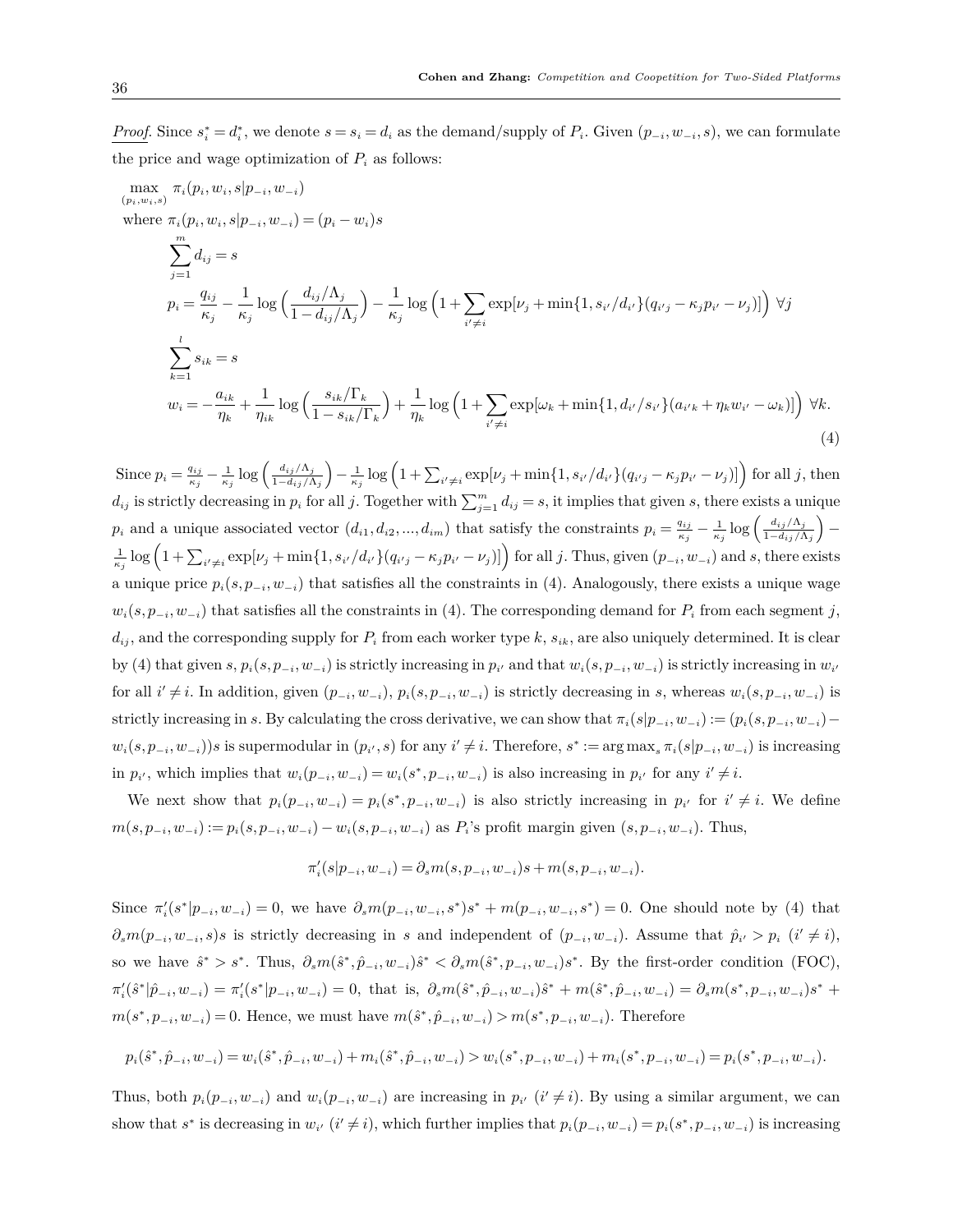*Proof.* Since $s_i^* = d_i^*$, we denote $s = s_i = d_i$ as the demand/supply of $P_i$. Given $(p_{-i}, w_{-i}, s)$, we can formulate the price and wage optimization of $P_i$ as follows:

$$
\begin{aligned}
&\max_{(p_i, w_i, s)} \ \pi_i(p_i, w_i, s | p_{-i}, w_{-i}) \\
&\text{where } \pi_i(p_i, w_i, s | p_{-i}, w_{-i}) = (p_i - w_i)s \\
&\qquad \sum_{j=1}^{m} d_{ij} = s \\
&\qquad p_i = \frac{q_{ij}}{\kappa_j} - \frac{1}{\kappa_j} \log\left(\frac{d_{ij}/\Lambda_j}{1 - d_{ij}/\Lambda_j}\right) - \frac{1}{\kappa_j} \log\left(1 + \sum_{i' \neq i} \exp[\nu_j + \min\{1, s_{i'}/d_{i'}\}(q_{i'j} - \kappa_j p_{i'} - \nu_j)]\right) \ \forall j \\
&\qquad \sum_{k=1}^{l} s_{ik} = s \\
&\qquad w_i = -\frac{a_{ik}}{\eta_k} + \frac{1}{\eta_{ik}} \log\left(\frac{s_{ik}/\Gamma_k}{1 - s_{ik}/\Gamma_k}\right) + \frac{1}{\eta_k} \log\left(1 + \sum_{i' \neq i} \exp[\omega_k + \min\{1, d_{i'}/s_{i'}\}(a_{i'k} + \eta_k w_{i'} - \omega_k)]\right) \ \forall k.
\end{aligned}
\tag{4}
$$

Since $p_i = \frac{q_{ij}}{\kappa_j} - \frac{1}{\kappa_j} \log\left(\frac{d_{ij}/\Lambda_j}{1-d_{ij}/\Lambda_j}\right) - \frac{1}{\kappa_j} \log\left(1 + \sum_{i' \neq i} \exp[\nu_j + \min\{1, s_{i'}/d_{i'}\}(q_{i'j} - \kappa_j p_{i'} - \nu_j)]\right)$ for all $j$, then $d_{ij}$ is strictly decreasing in $p_i$ for all $j$. Together with $\sum_{j=1}^{m} d_{ij} = s$, it implies that given $s$, there exists a unique $p_i$ and a unique associated vector $(d_{i1}, d_{i2}, ..., d_{im})$ that satisfy the constraints $p_i = \frac{q_{ij}}{\kappa_j} - \frac{1}{\kappa_j} \log\left(\frac{d_{ij}/\Lambda_j}{1-d_{ij}/\Lambda_j}\right) - \frac{1}{\kappa_j} \log\left(1 + \sum_{i' \neq i} \exp[\nu_j + \min\{1, s_{i'}/d_{i'}\}(q_{i'j} - \kappa_j p_{i'} - \nu_j)]\right)$ for all $j$. Thus, given $(p_{-i}, w_{-i})$ and $s$, there exists a unique price $p_i(s, p_{-i}, w_{-i})$ that satisfies all the constraints in (4). Analogously, there exists a unique wage $w_i(s, p_{-i}, w_{-i})$ that satisfies all the constraints in (4). The corresponding demand for $P_i$ from each segment $j$, $d_{ij}$, and the corresponding supply for $P_i$ from each worker type $k$, $s_{ik}$, are also uniquely determined. It is clear by (4) that given $s$, $p_i(s, p_{-i}, w_{-i})$ is strictly increasing in $p_{i'}$ and that $w_i(s, p_{-i}, w_{-i})$ is strictly increasing in $w_{i'}$ for all $i' \neq i$. In addition, given $(p_{-i}, w_{-i})$, $p_i(s, p_{-i}, w_{-i})$ is strictly decreasing in $s$, whereas $w_i(s, p_{-i}, w_{-i})$ is strictly increasing in $s$. By calculating the cross derivative, we can show that $\pi_i(s|p_{-i}, w_{-i}) := (p_i(s, p_{-i}, w_{-i}) - w_i(s, p_{-i}, w_{-i}))s$ is supermodular in $(p_{i'}, s)$ for any $i' \neq i$. Therefore, $s^* := \arg\max_s \pi_i(s|p_{-i}, w_{-i})$ is increasing in $p_{i'}$, which implies that $w_i(p_{-i}, w_{-i}) = w_i(s^*, p_{-i}, w_{-i})$ is also increasing in $p_{i'}$ for any $i' \neq i$.

We next show that $p_i(p_{-i}, w_{-i}) = p_i(s^*, p_{-i}, w_{-i})$ is also strictly increasing in $p_{i'}$ for $i' \neq i$. We define $m(s, p_{-i}, w_{-i}) := p_i(s, p_{-i}, w_{-i}) - w_i(s, p_{-i}, w_{-i})$ as $P_i$'s profit margin given $(s, p_{-i}, w_{-i})$. Thus,

$$
\pi_i'(s|p_{-i}, w_{-i}) = \partial_s m(s, p_{-i}, w_{-i})s + m(s, p_{-i}, w_{-i}).
$$

Since $\pi_i'(s^*|p_{-i}, w_{-i}) = 0$, we have $\partial_s m(p_{-i}, w_{-i}, s^*)s^* + m(p_{-i}, w_{-i}, s^*) = 0$. One should note by (4) that $\partial_s m(p_{-i}, w_{-i}, s)s$ is strictly decreasing in $s$ and independent of $(p_{-i}, w_{-i})$. Assume that $\hat{p}_{i'} > p_i$ $(i' \neq i)$, so we have $\hat{s}^* > s^*$. Thus, $\partial_s m(\hat{s}^*, \hat{p}_{-i}, w_{-i})\hat{s}^* < \partial_s m(\hat{s}^*, p_{-i}, w_{-i})s^*$. By the first-order condition (FOC), $\pi_i'(\hat{s}^*|\hat{p}_{-i}, w_{-i}) = \pi_i'(s^*|p_{-i}, w_{-i}) = 0$, that is, $\partial_s m(\hat{s}^*, \hat{p}_{-i}, w_{-i})\hat{s}^* + m(\hat{s}^*, \hat{p}_{-i}, w_{-i}) = \partial_s m(s^*, p_{-i}, w_{-i})s^* + m(s^*, p_{-i}, w_{-i}) = 0$. Hence, we must have $m(\hat{s}^*, \hat{p}_{-i}, w_{-i}) > m(s^*, p_{-i}, w_{-i})$. Therefore

$$
p_i(\hat{s}^*, \hat{p}_{-i}, w_{-i}) = w_i(\hat{s}^*, \hat{p}_{-i}, w_{-i}) + m_i(\hat{s}^*, \hat{p}_{-i}, w_{-i}) > w_i(s^*, p_{-i}, w_{-i}) + m_i(s^*, p_{-i}, w_{-i}) = p_i(s^*, p_{-i}, w_{-i}).
$$

Thus, both $p_i(p_{-i}, w_{-i})$ and $w_i(p_{-i}, w_{-i})$ are increasing in $p_{i'}$ $(i' \neq i)$. By using a similar argument, we can show that $s^*$ is decreasing in $w_{i'}$ $(i' \neq i)$, which further implies that $p_i(p_{-i}, w_{-i}) = p_i(s^*, p_{-i}, w_{-i})$ is increasing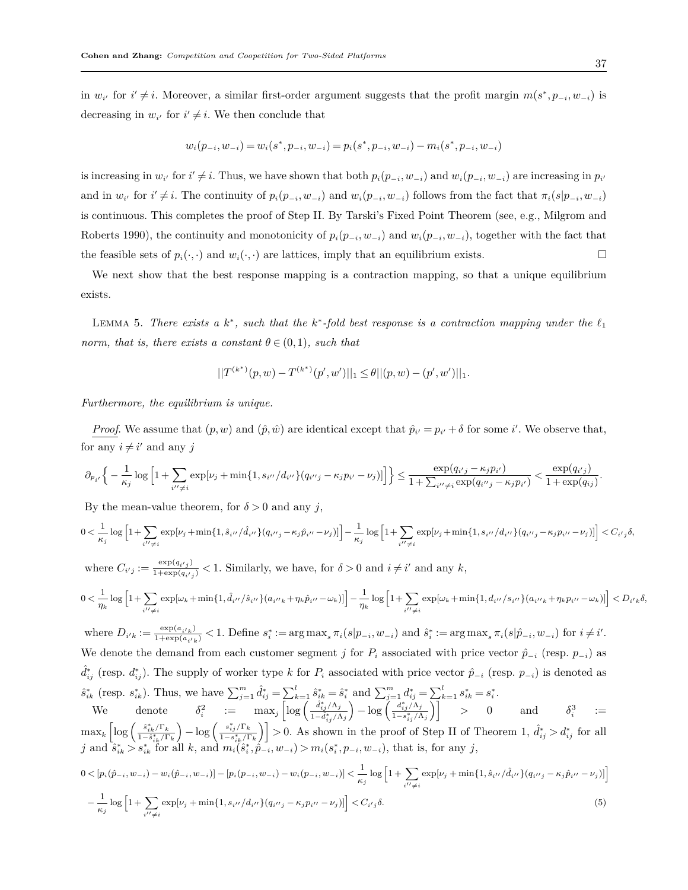in $w_{i'}$ for $i' \neq i$. Moreover, a similar first-order argument suggests that the profit margin $m(s^*, p_{-i}, w_{-i})$ is decreasing in $w_{i'}$ for $i' \neq i$. We then conclude that

$$w_i(p_{-i}, w_{-i}) = w_i(s^*, p_{-i}, w_{-i}) = p_i(s^*, p_{-i}, w_{-i}) - m_i(s^*, p_{-i}, w_{-i})$$

is increasing in $w_{i'}$ for $i' \neq i$. Thus, we have shown that both $p_i(p_{-i}, w_{-i})$ and $w_i(p_{-i}, w_{-i})$ are increasing in $p_{i'}$ and in $w_{i'}$ for $i' \neq i$. The continuity of $p_i(p_{-i}, w_{-i})$ and $w_i(p_{-i}, w_{-i})$ follows from the fact that $\pi_i(s|p_{-i}, w_{-i})$ is continuous. This completes the proof of Step II. By Tarski's Fixed Point Theorem (see, e.g., Milgrom and Roberts 1990), the continuity and monotonicity of $p_i(p_{-i}, w_{-i})$ and $w_i(p_{-i}, w_{-i})$, together with the fact that the feasible sets of $p_i(\cdot,\cdot)$ and $w_i(\cdot,\cdot)$ are lattices, imply that an equilibrium exists. □

We next show that the best response mapping is a contraction mapping, so that a unique equilibrium exists.

Lemma 5. *There exists a $k^*$, such that the $k^*$-fold best response is a contraction mapping under the $\ell_1$ norm, that is, there exists a constant $\theta \in (0,1)$, such that*

$$||T^{(k^*)}(p,w) - T^{(k^*)}(p',w')||_1 \leq \theta ||(p,w) - (p',w')||_1.$$

*Furthermore, the equilibrium is unique.*

*Proof.* We assume that $(p,w)$ and $(\hat{p},\hat{w})$ are identical except that $\hat{p}_{i'} = p_{i'} + \delta$ for some $i'$. We observe that, for any $i \neq i'$ and any $j$

$$\partial_{p_{i'}}\Big\{-\frac{1}{\kappa_j}\log\Big[1+\sum_{i''\neq i}\exp[\nu_j + \min\{1, s_{i''}/d_{i''}\}(q_{i''j} - \kappa_j p_{i''} - \nu_j)]\Big]\Big\} \leq \frac{\exp(q_{i'j} - \kappa_j p_{i'})}{1+\sum_{i''\neq i}\exp(q_{i''j} - \kappa_j p_{i'})} < \frac{\exp(q_{i'j})}{1+\exp(q_{ij})}.$$

By the mean-value theorem, for $\delta > 0$ and any $j$,

$$0 < \frac{1}{\kappa_j}\log\Big[1+\sum_{i''\neq i}\exp[\nu_j + \min\{1, \hat{s}_{i''}/\hat{d}_{i''}\}(q_{i''j} - \kappa_j \hat{p}_{i''} - \nu_j)]\Big] - \frac{1}{\kappa_j}\log\Big[1+\sum_{i''\neq i}\exp[\nu_j + \min\{1, s_{i''}/d_{i''}\}(q_{i''j} - \kappa_j p_{i''} - \nu_j)]\Big] < C_{i'j}\delta,$$

where $C_{i'j} := \frac{\exp(q_{i'j})}{1+\exp(q_{i'j})} < 1$. Similarly, we have, for $\delta > 0$ and $i \neq i'$ and any $k$,

$$0 < \frac{1}{\eta_k}\log\Big[1+\sum_{i''\neq i}\exp[\omega_k + \min\{1, \hat{d}_{i''}/\hat{s}_{i''}\}(a_{i''k} + \eta_k \hat{p}_{i''} - \omega_k)]\Big] - \frac{1}{\eta_k}\log\Big[1+\sum_{i''\neq i}\exp[\omega_k + \min\{1, d_{i''}/s_{i''}\}(a_{i''k} + \eta_k p_{i''} - \omega_k)]\Big] < D_{i'k}\delta,$$

where $D_{i'k} := \frac{\exp(a_{i'k})}{1+\exp(a_{i'k})} < 1$. Define $s_i^* := \arg\max_s \pi_i(s|p_{-i}, w_{-i})$ and $\hat{s}_i^* := \arg\max_s \pi_i(s|\hat{p}_{-i}, w_{-i})$ for $i \neq i'$. We denote the demand from each customer segment $j$ for $P_i$ associated with price vector $\hat{p}_{-i}$ (resp. $p_{-i}$) as $\hat{d}_{ij}^*$ (resp. $d_{ij}^*$). The supply of worker type $k$ for $P_i$ associated with price vector $\hat{p}_{-i}$ (resp. $p_{-i}$) is denoted as $\hat{s}_{ik}^*$ (resp. $s_{ik}^*$). Thus, we have $\sum_{j=1}^m \hat{d}_{ij}^* = \sum_{k=1}^l \hat{s}_{ik}^* = \hat{s}_i^*$ and $\sum_{j=1}^m d_{ij}^* = \sum_{k=1}^l s_{ik}^* = s_i^*$.

We denote $\delta_i^2 := \max_j\Big[\log\Big(\frac{\hat{d}_{ij}^*/\Lambda_j}{1-\hat{d}_{ij}^*/\Lambda_j}\Big) - \log\Big(\frac{d_{ij}^*/\Lambda_j}{1-s_{ij}^*/\Lambda_j}\Big)\Big] > 0$ and $\delta_i^3 := \max_k\Big[\log\Big(\frac{\hat{s}_{ik}^*/\Gamma_k}{1-\hat{s}_{ik}^*/\Gamma_k}\Big) - \log\Big(\frac{s_{ij}^*/\Gamma_k}{1-s_{ik}^*/\Gamma_k}\Big)\Big] > 0$. As shown in the proof of Step II of Theorem 1, $\hat{d}_{ij}^* > d_{ij}^*$ for all $j$ and $\hat{s}_{ik}^* > s_{ik}^*$ for all $k$, and $m_i(\hat{s}_i^*, \hat{p}_{-i}, w_{-i}) > m_i(s_i^*, p_{-i}, w_{-i})$, that is, for any $j$,

$$\begin{aligned} 0 < [p_i(\hat{p}_{-i}, w_{-i}) - w_i(\hat{p}_{-i}, w_{-i})] - [p_i(p_{-i}, w_{-i}) - w_i(p_{-i}, w_{-i})] &< \frac{1}{\kappa_j}\log\Big[1+\sum_{i''\neq i}\exp[\nu_j + \min\{1, \hat{s}_{i''}/\hat{d}_{i''}\}(q_{i''j} - \kappa_j \hat{p}_{i''} - \nu_j)]\Big] \\ - \frac{1}{\kappa_j}\log\Big[1+\sum_{i''\neq i}\exp[\nu_j + \min\{1, s_{i''}/d_{i''}\}(q_{i''j} - \kappa_j p_{i''} - \nu_j)]\Big] &< C_{i'j}\delta. \end{aligned} \tag{5}$$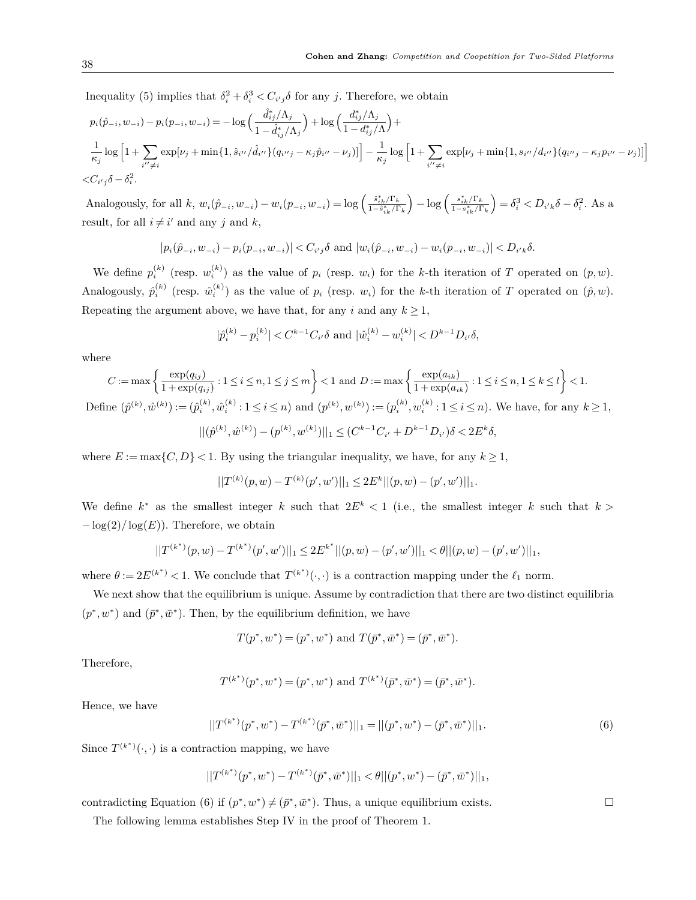Inequality (5) implies that $\delta_i^2 + \delta_i^3 < C_{i'j}\delta$ for any $j$. Therefore, we obtain

$$
\begin{aligned}
&p_i(\hat{p}_{-i}, w_{-i}) - p_i(p_{-i}, w_{-i}) = -\log\Big(\frac{\hat{d}_{ij}^*/\Lambda_j}{1-\hat{d}_{ij}^*/\Lambda_j}\Big) + \log\Big(\frac{d_{ij}^*/\Lambda_j}{1-d_{ij}^*/\Lambda}\Big) + \\
&\frac{1}{\kappa_j}\log\Big[1+\sum_{i''\neq i}\exp[\nu_j + \min\{1, \hat{s}_{i''}/\hat{d}_{i''}\}(q_{i''j} - \kappa_j\hat{p}_{i''} - \nu_j)]\Big] - \frac{1}{\kappa_j}\log\Big[1+\sum_{i''\neq i}\exp[\nu_j + \min\{1, s_{i''}/d_{i''}\}(q_{i''j} - \kappa_j p_{i''} - \nu_j)]\Big] \\
&< C_{i'j}\delta - \delta_i^2.
\end{aligned}
$$

Analogously, for all $k$, $w_i(\hat{p}_{-i}, w_{-i}) - w_i(p_{-i}, w_{-i}) = \log\left(\frac{\hat{s}_{ik}^*/\Gamma_k}{1-\hat{s}_{ik}^*/\Gamma_k}\right) - \log\left(\frac{s_{ik}^*/\Gamma_k}{1-s_{ik}^*/\Gamma_k}\right) = \delta_i^3 < D_{i'k}\delta - \delta_i^2$. As a result, for all $i \neq i'$ and any $j$ and $k$,

$$|p_i(\hat{p}_{-i}, w_{-i}) - p_i(p_{-i}, w_{-i})| < C_{i'j}\delta \text{ and } |w_i(\hat{p}_{-i}, w_{-i}) - w_i(p_{-i}, w_{-i})| < D_{i'k}\delta.$$

We define $p_i^{(k)}$ (resp. $w_i^{(k)}$) as the value of $p_i$ (resp. $w_i$) for the $k$-th iteration of $T$ operated on $(p, w)$. Analogously, $\hat{p}_i^{(k)}$ (resp. $\hat{w}_i^{(k)}$) as the value of $p_i$ (resp. $w_i$) for the $k$-th iteration of $T$ operated on $(\hat{p}, w)$. Repeating the argument above, we have that, for any $i$ and any $k \geq 1$,

$$|\hat{p}_i^{(k)} - p_i^{(k)}| < C^{k-1}C_{i'}\delta \text{ and } |\hat{w}_i^{(k)} - w_i^{(k)}| < D^{k-1}D_{i'}\delta,$$

where

$$C := \max\left\{\frac{\exp(q_{ij})}{1+\exp(q_{ij})} : 1 \leq i \leq n, 1 \leq j \leq m\right\} < 1 \text{ and } D := \max\left\{\frac{\exp(a_{ik})}{1+\exp(a_{ik})} : 1 \leq i \leq n, 1 \leq k \leq l\right\} < 1.$$

Define $(\hat{p}^{(k)}, \hat{w}^{(k)}) := (\hat{p}_i^{(k)}, \hat{w}_i^{(k)} : 1 \leq i \leq n)$ and $(p^{(k)}, w^{(k)}) := (p_i^{(k)}, w_i^{(k)} : 1 \leq i \leq n)$. We have, for any $k \geq 1$,

$$||(\hat{p}^{(k)}, \hat{w}^{(k)}) - (p^{(k)}, w^{(k)})||_1 \leq (C^{k-1}C_{i'} + D^{k-1}D_{i'})\delta < 2E^k\delta,$$

where $E := \max\{C, D\} < 1$. By using the triangular inequality, we have, for any $k \geq 1$,

$$||T^{(k)}(p, w) - T^{(k)}(p', w')||_1 \leq 2E^k||(p, w) - (p', w')||_1.$$

We define $k^*$ as the smallest integer $k$ such that $2E^k < 1$ (i.e., the smallest integer $k$ such that $k > -\log(2)/\log(E)$). Therefore, we obtain

$$||T^{(k^*)}(p, w) - T^{(k^*)}(p', w')||_1 \leq 2E^{k^*}||(p, w) - (p', w')||_1 < \theta||(p, w) - (p', w')||_1,$$

where $\theta := 2E^{(k^*)} < 1$. We conclude that $T^{(k^*)}(\cdot, \cdot)$ is a contraction mapping under the $\ell_1$ norm.

We next show that the equilibrium is unique. Assume by contradiction that there are two distinct equilibria $(p^*, w^*)$ and $(\bar{p}^*, \bar{w}^*)$. Then, by the equilibrium definition, we have

$$T(p^*, w^*) = (p^*, w^*) \text{ and } T(\bar{p}^*, \bar{w}^*) = (\bar{p}^*, \bar{w}^*).$$

Therefore,

$$T^{(k^*)}(p^*, w^*) = (p^*, w^*) \text{ and } T^{(k^*)}(\bar{p}^*, \bar{w}^*) = (\bar{p}^*, \bar{w}^*).$$

Hence, we have

$$||T^{(k^*)}(p^*, w^*) - T^{(k^*)}(\bar{p}^*, \bar{w}^*)||_1 = ||(p^*, w^*) - (\bar{p}^*, \bar{w}^*)||_1. \tag{6}$$

Since $T^{(k^*)}(\cdot, \cdot)$ is a contraction mapping, we have

$$||T^{(k^*)}(p^*, w^*) - T^{(k^*)}(\bar{p}^*, \bar{w}^*)||_1 < \theta||(p^*, w^*) - (\bar{p}^*, \bar{w}^*)||_1,$$

contradicting Equation (6) if $(p^*, w^*) \neq (\bar{p}^*, \bar{w}^*)$. Thus, a unique equilibrium exists. □

The following lemma establishes Step IV in the proof of Theorem 1.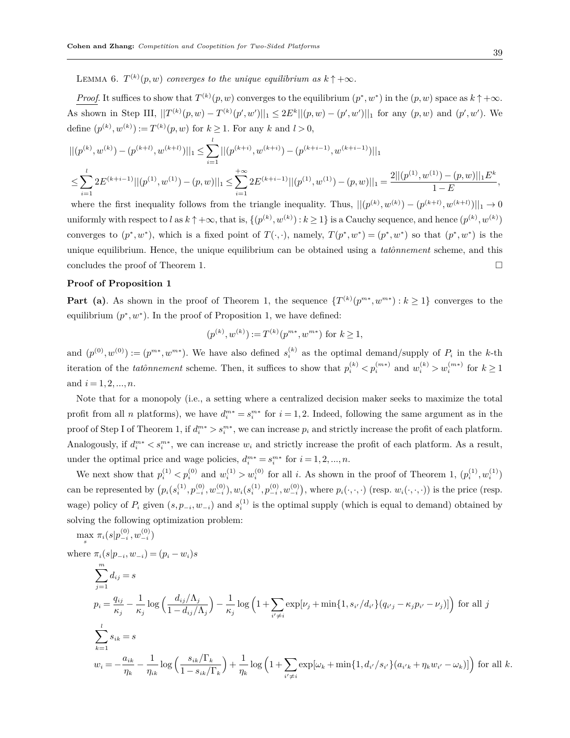LEMMA 6. *$T^{(k)}(p,w)$ converges to the unique equilibrium as $k\uparrow+\infty$.*

***Proof.*** It suffices to show that $T^{(k)}(p,w)$ converges to the equilibrium $(p^*,w^*)$ in the $(p,w)$ space as $k\uparrow+\infty$. As shown in Step III, $||T^{(k)}(p,w)-T^{(k)}(p',w')||_1\le 2E^k||(p,w)-(p',w')||_1$ for any $(p,w)$ and $(p',w')$. We define $(p^{(k)},w^{(k)}):=T^{(k)}(p,w)$ for $k\ge 1$. For any $k$ and $l>0$,

$$||(p^{(k)},w^{(k)})-(p^{(k+l)},w^{(k+l)})||_1\le\sum_{i=1}^{l}||(p^{(k+i)},w^{(k+i)})-(p^{(k+i-1)},w^{(k+i-1)})||_1$$

$$\le\sum_{i=1}^{l}2E^{(k+i-1)}||(p^{(1)},w^{(1)})-(p,w)||_1\le\sum_{i=1}^{+\infty}2E^{(k+i-1)}||(p^{(1)},w^{(1)})-(p,w)||_1=\frac{2||(p^{(1)},w^{(1)})-(p,w)||_1E^k}{1-E},$$

where the first inequality follows from the triangle inequality. Thus, $||(p^{(k)},w^{(k)})-(p^{(k+l)},w^{(k+l)})||_1\to 0$ uniformly with respect to $l$ as $k\uparrow+\infty$, that is, $\{(p^{(k)},w^{(k)}):k\ge 1\}$ is a Cauchy sequence, and hence $(p^{(k)},w^{(k)})$ converges to $(p^*,w^*)$, which is a fixed point of $T(\cdot,\cdot)$, namely, $T(p^*,w^*)=(p^*,w^*)$ so that $(p^*,w^*)$ is the unique equilibrium. Hence, the unique equilibrium can be obtained using a *tatônnement* scheme, and this concludes the proof of Theorem 1. □

**Proof of Proposition 1**

**Part (a)**. As shown in the proof of Theorem 1, the sequence $\{T^{(k)}(p^{m*},w^{m*}):k\ge 1\}$ converges to the equilibrium $(p^*,w^*)$. In the proof of Proposition 1, we have defined:

$$(p^{(k)},w^{(k)}):=T^{(k)}(p^{m*},w^{m*})\text{ for }k\ge 1,$$

and $(p^{(0)},w^{(0)}):=(p^{m*},w^{m*})$. We have also defined $s_i^{(k)}$ as the optimal demand/supply of $P_i$ in the $k$-th iteration of the *tatônnement* scheme. Then, it suffices to show that $p_i^{(k)}<p_i^{(m*)}$ and $w_i^{(k)}>w_i^{(m*)}$ for $k\ge 1$ and $i=1,2,...,n$.

Note that for a monopoly (i.e., a setting where a centralized decision maker seeks to maximize the total profit from all $n$ platforms), we have $d_i^{m*}=s_i^{m*}$ for $i=1,2$. Indeed, following the same argument as in the proof of Step I of Theorem 1, if $d_i^{m*}>s_i^{m*}$, we can increase $p_i$ and strictly increase the profit of each platform. Analogously, if $d_i^{m*}<s_i^{m*}$, we can increase $w_i$ and strictly increase the profit of each platform. As a result, under the optimal price and wage policies, $d_i^{m*}=s_i^{m*}$ for $i=1,2,...,n$.

We next show that $p_i^{(1)}<p_i^{(0)}$ and $w_i^{(1)}>w_i^{(0)}$ for all $i$. As shown in the proof of Theorem 1, $(p_i^{(1)},w_i^{(1)})$ can be represented by $\left(p_i(s_i^{(1)},p_{-i}^{(0)},w_{-i}^{(0)}),w_i(s_i^{(1)},p_{-i}^{(0)},w_{-i}^{(0)}\right)$, where $p_i(\cdot,\cdot,\cdot)$ (resp. $w_i(\cdot,\cdot,\cdot)$) is the price (resp. wage) policy of $P_i$ given $(s,p_{-i},w_{-i})$ and $s_i^{(1)}$ is the optimal supply (which is equal to demand) obtained by solving the following optimization problem:

$$\max_s\ \pi_i(s|p_{-i}^{(0)},w_{-i}^{(0)})$$

where $\pi_i(s|p_{-i},w_{-i})=(p_i-w_i)s$

$$\sum_{j=1}^{m}d_{ij}=s$$

$$p_i=\frac{q_{ij}}{\kappa_j}-\frac{1}{\kappa_j}\log\Big(\frac{d_{ij}/\Lambda_j}{1-d_{ij}/\Lambda_j}\Big)-\frac{1}{\kappa_j}\log\Big(1+\sum_{i'\neq i}\exp[\nu_j+\min\{1,s_{i'}/d_{i'}\}(q_{i'j}-\kappa_jp_{i'}-\nu_j)]\Big)\text{ for all }j$$

$$\sum_{k=1}^{l}s_{ik}=s$$

$$w_i=-\frac{a_{ik}}{\eta_k}-\frac{1}{\eta_{ik}}\log\Big(\frac{s_{ik}/\Gamma_k}{1-s_{ik}/\Gamma_k}\Big)+\frac{1}{\eta_k}\log\Big(1+\sum_{i'\neq i}\exp[\omega_k+\min\{1,d_{i'}/s_{i'}\}(a_{i'k}+\eta_kw_{i'}-\omega_k)]\Big)\text{ for all }k.$$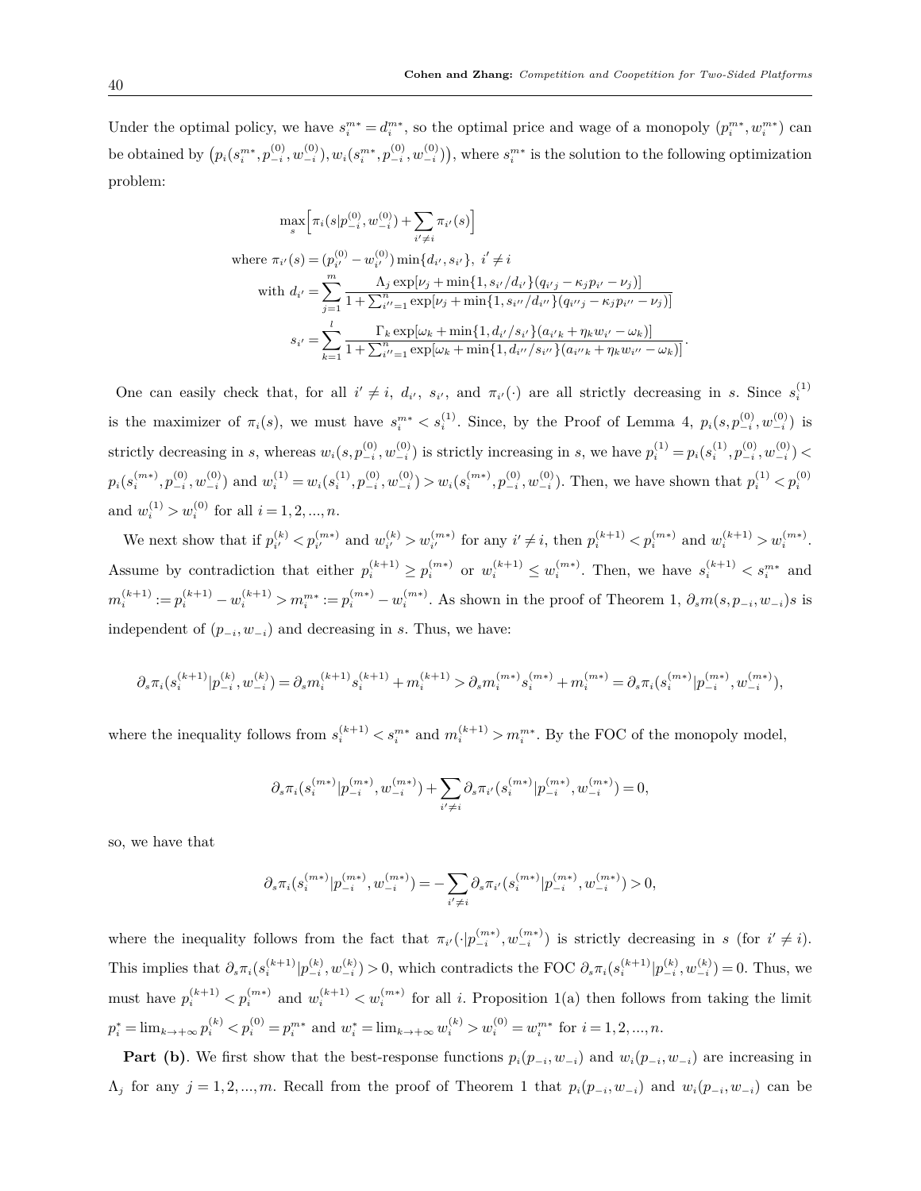Under the optimal policy, we have $s_i^{m*} = d_i^{m*}$, so the optimal price and wage of a monopoly $(p_i^{m*}, w_i^{m*})$ can be obtained by $\left(p_i(s_i^{m*}, p_{-i}^{(0)}, w_{-i}^{(0)}), w_i(s_i^{m*}, p_{-i}^{(0)}, w_{-i}^{(0)})\right)$, where $s_i^{m*}$ is the solution to the following optimization problem:

$$
\begin{aligned}
&\max_s \Big[\pi_i(s|p_{-i}^{(0)}, w_{-i}^{(0)}) + \sum_{i' \neq i} \pi_{i'}(s)\Big] \\
&\text{where } \pi_{i'}(s) = (p_{i'}^{(0)} - w_{i'}^{(0)}) \min\{d_{i'}, s_{i'}\}, \ i' \neq i \\
&\text{with } d_{i'} = \sum_{j=1}^{m} \frac{\Lambda_j \exp[\nu_j + \min\{1, s_{i'}/d_{i'}\}(q_{i'j} - \kappa_j p_{i'} - \nu_j)]}{1 + \sum_{i''=1}^{n} \exp[\nu_j + \min\{1, s_{i''}/d_{i''}\}(q_{i''j} - \kappa_j p_{i''} - \nu_j)]} \\
&s_{i'} = \sum_{k=1}^{l} \frac{\Gamma_k \exp[\omega_k + \min\{1, d_{i'}/s_{i'}\}(a_{i'k} + \eta_k w_{i'} - \omega_k)]}{1 + \sum_{i''=1}^{n} \exp[\omega_k + \min\{1, d_{i''}/s_{i''}\}(a_{i''k} + \eta_k w_{i''} - \omega_k)]}.
\end{aligned}
$$

One can easily check that, for all $i' \neq i$, $d_{i'}$, $s_{i'}$, and $\pi_{i'}(\cdot)$ are all strictly decreasing in $s$. Since $s_i^{(1)}$ is the maximizer of $\pi_i(s)$, we must have $s_i^{m*} < s_i^{(1)}$. Since, by the Proof of Lemma 4, $p_i(s, p_{-i}^{(0)}, w_{-i}^{(0)})$ is strictly decreasing in $s$, whereas $w_i(s, p_{-i}^{(0)}, w_{-i}^{(0)})$ is strictly increasing in $s$, we have $p_i^{(1)} = p_i(s_i^{(1)}, p_{-i}^{(0)}, w_{-i}^{(0)}) < p_i(s_i^{(m*)}, p_{-i}^{(0)}, w_{-i}^{(0)})$ and $w_i^{(1)} = w_i(s_i^{(1)}, p_{-i}^{(0)}, w_{-i}^{(0)}) > w_i(s_i^{(m*)}, p_{-i}^{(0)}, w_{-i}^{(0)})$. Then, we have shown that $p_i^{(1)} < p_i^{(0)}$ and $w_i^{(1)} > w_i^{(0)}$ for all $i = 1, 2, ..., n$.

We next show that if $p_{i'}^{(k)} < p_{i'}^{(m*)}$ and $w_{i'}^{(k)} > w_{i'}^{(m*)}$ for any $i' \neq i$, then $p_i^{(k+1)} < p_i^{(m*)}$ and $w_i^{(k+1)} > w_i^{(m*)}$. Assume by contradiction that either $p_i^{(k+1)} \geq p_i^{(m*)}$ or $w_i^{(k+1)} \leq w_i^{(m*)}$. Then, we have $s_i^{(k+1)} < s_i^{m*}$ and $m_i^{(k+1)} := p_i^{(k+1)} - w_i^{(k+1)} > m_i^{m*} := p_i^{(m*)} - w_i^{(m*)}$. As shown in the proof of Theorem 1, $\partial_s m(s, p_{-i}, w_{-i}) s$ is independent of $(p_{-i}, w_{-i})$ and decreasing in $s$. Thus, we have:

$$
\partial_s \pi_i(s_i^{(k+1)}|p_{-i}^{(k)}, w_{-i}^{(k)}) = \partial_s m_i^{(k+1)} s_i^{(k+1)} + m_i^{(k+1)} > \partial_s m_i^{(m*)} s_i^{(m*)} + m_i^{(m*)} = \partial_s \pi_i(s_i^{(m*)}|p_{-i}^{(m*)}, w_{-i}^{(m*)}),
$$

where the inequality follows from $s_i^{(k+1)} < s_i^{m*}$ and $m_i^{(k+1)} > m_i^{m*}$. By the FOC of the monopoly model,

$$
\partial_s \pi_i(s_i^{(m*)}|p_{-i}^{(m*)}, w_{-i}^{(m*)}) + \sum_{i' \neq i} \partial_s \pi_{i'}(s_i^{(m*)}|p_{-i}^{(m*)}, w_{-i}^{(m*)}) = 0,
$$

so, we have that

$$
\partial_s \pi_i(s_i^{(m*)}|p_{-i}^{(m*)}, w_{-i}^{(m*)}) = -\sum_{i' \neq i} \partial_s \pi_{i'}(s_i^{(m*)}|p_{-i}^{(m*)}, w_{-i}^{(m*)}) > 0,
$$

where the inequality follows from the fact that $\pi_{i'}(\cdot|p_{-i}^{(m*)}, w_{-i}^{(m*)})$ is strictly decreasing in $s$ (for $i' \neq i$). This implies that $\partial_s \pi_i(s_i^{(k+1)}|p_{-i}^{(k)}, w_{-i}^{(k)}) > 0$, which contradicts the FOC $\partial_s \pi_i(s_i^{(k+1)}|p_{-i}^{(k)}, w_{-i}^{(k)}) = 0$. Thus, we must have $p_i^{(k+1)} < p_i^{(m*)}$ and $w_i^{(k+1)} < w_i^{(m*)}$ for all $i$. Proposition 1(a) then follows from taking the limit $p_i^* = \lim_{k \to +\infty} p_i^{(k)} < p_i^{(0)} = p_i^{m*}$ and $w_i^* = \lim_{k \to +\infty} w_i^{(k)} > w_i^{(0)} = w_i^{m*}$ for $i = 1, 2, ..., n$.

**Part (b)**. We first show that the best-response functions $p_i(p_{-i}, w_{-i})$ and $w_i(p_{-i}, w_{-i})$ are increasing in $\Lambda_j$ for any $j = 1, 2, ..., m$. Recall from the proof of Theorem 1 that $p_i(p_{-i}, w_{-i})$ and $w_i(p_{-i}, w_{-i})$ can be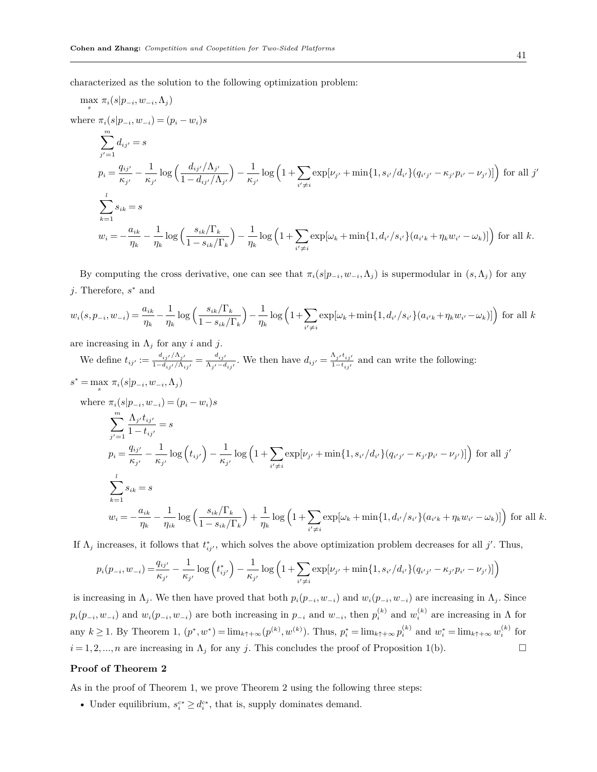characterized as the solution to the following optimization problem:

$$
\begin{aligned}
&\max_s \ \pi_i(s|p_{-i}, w_{-i}, \Lambda_j) \\
&\text{where } \pi_i(s|p_{-i}, w_{-i}) = (p_i - w_i)s \\
&\qquad \sum_{j'=1}^{m} d_{ij'} = s \\
&\qquad p_i = \frac{q_{ij'}}{\kappa_{j'}} - \frac{1}{\kappa_{j'}} \log\Big(\frac{d_{ij'}/\Lambda_{j'}}{1 - d_{ij'}/\Lambda_{j'}}\Big) - \frac{1}{\kappa_{j'}} \log\Big(1 + \sum_{i' \neq i} \exp[\nu_{j'} + \min\{1, s_{i'}/d_{i'}\}(q_{i'j'} - \kappa_{j'} p_{i'} - \nu_{j'})]\Big) \text{ for all } j' \\
&\qquad \sum_{k=1}^{l} s_{ik} = s \\
&\qquad w_i = -\frac{a_{ik}}{\eta_k} - \frac{1}{\eta_k} \log\Big(\frac{s_{ik}/\Gamma_k}{1 - s_{ik}/\Gamma_k}\Big) - \frac{1}{\eta_k} \log\Big(1 + \sum_{i' \neq i} \exp[\omega_k + \min\{1, d_{i'}/s_{i'}\}(a_{i'k} + \eta_k w_{i'} - \omega_k)]\Big) \text{ for all } k.
\end{aligned}
$$

By computing the cross derivative, one can see that $\pi_i(s|p_{-i}, w_{-i}, \Lambda_j)$ is supermodular in $(s, \Lambda_j)$ for any $j$. Therefore, $s^*$ and

$$
w_i(s, p_{-i}, w_{-i}) = \frac{a_{ik}}{\eta_k} - \frac{1}{\eta_k} \log\Big(\frac{s_{ik}/\Gamma_k}{1 - s_{ik}/\Gamma_k}\Big) - \frac{1}{\eta_k} \log\Big(1 + \sum_{i' \neq i} \exp[\omega_k + \min\{1, d_{i'}/s_{i'}\}(a_{i'k} + \eta_k w_{i'} - \omega_k)]\Big) \text{ for all } k
$$

are increasing in $\Lambda_j$ for any $i$ and $j$.

We define $t_{ij'} := \frac{d_{ij'}/\Lambda_{j'}}{1 - d_{ij'}/\Lambda_{ij'}} = \frac{d_{ij'}}{\Lambda_{j'} - d_{ij'}}$. We then have $d_{ij'} = \frac{\Lambda_{j'} t_{ij'}}{1 - t_{ij'}}$ and can write the following:

$$
\begin{aligned}
&s^* = \max_s \ \pi_i(s|p_{-i}, w_{-i}, \Lambda_j) \\
&\quad \text{where } \pi_i(s|p_{-i}, w_{-i}) = (p_i - w_i)s \\
&\qquad \sum_{j'=1}^{m} \frac{\Lambda_{j'} t_{ij'}}{1 - t_{ij'}} = s \\
&\qquad p_i = \frac{q_{ij'}}{\kappa_{j'}} - \frac{1}{\kappa_{j'}} \log\Big(t_{ij'}\Big) - \frac{1}{\kappa_{j'}} \log\Big(1 + \sum_{i' \neq i} \exp[\nu_{j'} + \min\{1, s_{i'}/d_{i'}\}(q_{i'j'} - \kappa_{j'} p_{i'} - \nu_{j'})]\Big) \text{ for all } j' \\
&\qquad \sum_{k=1}^{l} s_{ik} = s \\
&\qquad w_i = -\frac{a_{ik}}{\eta_k} - \frac{1}{\eta_{ik}} \log\Big(\frac{s_{ik}/\Gamma_k}{1 - s_{ik}/\Gamma_k}\Big) + \frac{1}{\eta_k} \log\Big(1 + \sum_{i' \neq i} \exp[\omega_k + \min\{1, d_{i'}/s_{i'}\}(a_{i'k} + \eta_k w_{i'} - \omega_k)]\Big) \text{ for all } k.
\end{aligned}
$$

If $\Lambda_j$ increases, it follows that $t^*_{ij'}$, which solves the above optimization problem decreases for all $j'$. Thus,

$$
p_i(p_{-i}, w_{-i}) = \frac{q_{ij'}}{\kappa_{j'}} - \frac{1}{\kappa_{j'}} \log\Big(t^*_{ij'}\Big) - \frac{1}{\kappa_{j'}} \log\Big(1 + \sum_{i' \neq i} \exp[\nu_{j'} + \min\{1, s_{i'}/d_{i'}\}(q_{i'j'} - \kappa_{j'} p_{i'} - \nu_{j'})]\Big)
$$

is increasing in $\Lambda_j$. We then have proved that both $p_i(p_{-i}, w_{-i})$ and $w_i(p_{-i}, w_{-i})$ are increasing in $\Lambda_j$. Since $p_i(p_{-i}, w_{-i})$ and $w_i(p_{-i}, w_{-i})$ are both increasing in $p_{-i}$ and $w_{-i}$, then $p_i^{(k)}$ and $w_i^{(k)}$ are increasing in $\Lambda$ for any $k \geq 1$. By Theorem 1, $(p^*, w^*) = \lim_{k \uparrow +\infty}(p^{(k)}, w^{(k)})$. Thus, $p_i^* = \lim_{k \uparrow +\infty} p_i^{(k)}$ and $w_i^* = \lim_{k \uparrow +\infty} w_i^{(k)}$ for $i = 1, 2, ..., n$ are increasing in $\Lambda_j$ for any $j$. This concludes the proof of Proposition 1(b). □

**Proof of Theorem 2**

As in the proof of Theorem 1, we prove Theorem 2 using the following three steps:

- Under equilibrium, $s_i^{c*} \geq d_i^{c*}$, that is, supply dominates demand.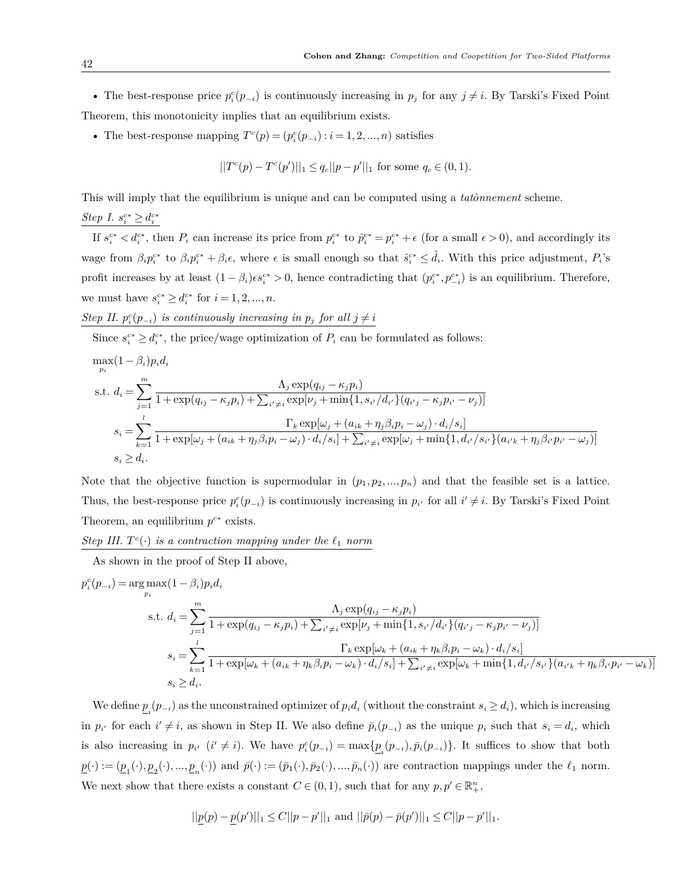- The best-response price $p_i^c(p_{-i})$ is continuously increasing in $p_j$ for any $j \neq i$. By Tarski's Fixed Point Theorem, this monotonicity implies that an equilibrium exists.
- The best-response mapping $T^c(p) = (p_i^c(p_{-i}) : i = 1, 2, ..., n)$ satisfies

$$||T^c(p) - T^c(p')||_1 \leq q_c ||p - p'||_1 \text{ for some } q_c \in (0, 1).$$

This will imply that the equilibrium is unique and can be computed using a *tatônnement* scheme.

*Step I. $s_i^{c*} \geq d_i^{c*}$*

If $s_i^{c*} < d_i^{c*}$, then $P_i$ can increase its price from $p_i^{c*}$ to $\hat{p}_i^{c*} = p_i^{c*} + \epsilon$ (for a small $\epsilon > 0$), and accordingly its wage from $\beta_i p_i^{c*}$ to $\beta_i p_i^{c*} + \beta_i \epsilon$, where $\epsilon$ is small enough so that $\hat{s}_i^{c*} \leq \hat{d}_i$. With this price adjustment, $P_i$'s profit increases by at least $(1 - \beta_i)\epsilon s_i^{c*} > 0$, hence contradicting that $(p_i^{c*}, p_{-i}^{c*})$ is an equilibrium. Therefore, we must have $s_i^{c*} \geq d_i^{c*}$ for $i = 1, 2, ..., n$.

*Step II. $p_i^c(p_{-i})$ is continuously increasing in $p_j$ for all $j \neq i$*

Since $s_i^{c*} \geq d_i^{c*}$, the price/wage optimization of $P_i$ can be formulated as follows:

$$\max_{p_i} (1 - \beta_i) p_i d_i$$

$$\text{s.t. } d_i = \sum_{j=1}^{m} \frac{\Lambda_j \exp(q_{ij} - \kappa_j p_i)}{1 + \exp(q_{ij} - \kappa_j p_i) + \sum_{i' \neq i} \exp[\nu_j + \min\{1, s_{i'}/d_{i'}\}(q_{i'j} - \kappa_j p_{i'} - \nu_j)]}$$

$$s_i = \sum_{k=1}^{l} \frac{\Gamma_k \exp[\omega_j + (a_{ik} + \eta_j \beta_i p_i - \omega_j) \cdot d_i/s_i]}{1 + \exp[\omega_j + (a_{ik} + \eta_j \beta_i p_i - \omega_j) \cdot d_i/s_i] + \sum_{i' \neq i} \exp[\omega_j + \min\{1, d_{i'}/s_{i'}\}(a_{i'k} + \eta_j \beta_{i'} p_{i'} - \omega_j)]}$$

$$s_i \geq d_i.$$

Note that the objective function is supermodular in $(p_1, p_2, ..., p_n)$ and that the feasible set is a lattice. Thus, the best-response price $p_i^c(p_{-i})$ is continuously increasing in $p_{i'}$ for all $i' \neq i$. By Tarski's Fixed Point Theorem, an equilibrium $p^{c*}$ exists.

*Step III. $T^c(\cdot)$ is a contraction mapping under the $\ell_1$ norm*

As shown in the proof of Step II above,

$$p_i^c(p_{-i}) = \arg\max_{p_i} (1 - \beta_i) p_i d_i$$

$$\text{s.t. } d_i = \sum_{j=1}^{m} \frac{\Lambda_j \exp(q_{ij} - \kappa_j p_i)}{1 + \exp(q_{ij} - \kappa_j p_i) + \sum_{i' \neq i} \exp[\nu_j + \min\{1, s_{i'}/d_{i'}\}(q_{i'j} - \kappa_j p_{i'} - \nu_j)]}$$

$$s_i = \sum_{k=1}^{l} \frac{\Gamma_k \exp[\omega_k + (a_{ik} + \eta_k \beta_i p_i - \omega_k) \cdot d_i/s_i]}{1 + \exp[\omega_k + (a_{ik} + \eta_k \beta_i p_i - \omega_k) \cdot d_i/s_i] + \sum_{i' \neq i} \exp[\omega_k + \min\{1, d_{i'}/s_{i'}\}(a_{i'k} + \eta_k \beta_{i'} p_{i'} - \omega_k)]}$$

$$s_i \geq d_i.$$

We define $\underline{p}_i(p_{-i})$ as the unconstrained optimizer of $p_i d_i$ (without the constraint $s_i \geq d_i$), which is increasing in $p_{i'}$ for each $i' \neq i$, as shown in Step II. We also define $\bar{p}_i(p_{-i})$ as the unique $p_i$ such that $s_i = d_i$, which is also increasing in $p_{i'}$ ($i' \neq i$). We have $p_i^c(p_{-i}) = \max\{\underline{p}_i(p_{-i}), \bar{p}_i(p_{-i})\}$. It suffices to show that both $\underline{p}(\cdot) := (\underline{p}_1(\cdot), \underline{p}_2(\cdot), ..., \underline{p}_n(\cdot))$ and $\bar{p}(\cdot) := (\bar{p}_1(\cdot), \bar{p}_2(\cdot), ..., \bar{p}_n(\cdot))$ are contraction mappings under the $\ell_1$ norm. We next show that there exists a constant $C \in (0, 1)$, such that for any $p, p' \in \mathbb{R}_+^n$,

$$||\underline{p}(p) - \underline{p}(p')||_1 \leq C||p - p'||_1 \text{ and } ||\bar{p}(p) - \bar{p}(p')||_1 \leq C||p - p'||_1.$$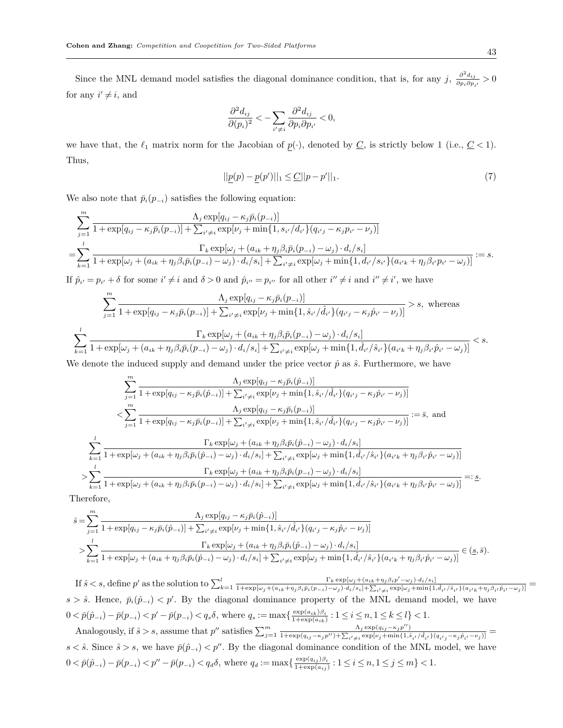Since the MNL demand model satisfies the diagonal dominance condition, that is, for any $j$, $\frac{\partial^2 d_{ij}}{\partial p_i \partial p_{i'}} > 0$ for any $i' \neq i$, and

$$\frac{\partial^2 d_{ij}}{\partial (p_i)^2} < -\sum_{i' \neq i} \frac{\partial^2 d_{ij}}{\partial p_i \partial p_{i'}} < 0,$$

we have that, the $\ell_1$ matrix norm for the Jacobian of $\underline{p}(\cdot)$, denoted by $\underline{C}$, is strictly below 1 (i.e., $\underline{C} < 1$). Thus,

$$||\underline{p}(p) - \underline{p}(p')||_1 \leq \underline{C}||p - p'||_1. \tag{7}$$

We also note that $\bar{p}_i(p_{-i})$ satisfies the following equation:

$$\begin{aligned}
&\sum_{j=1}^{m} \frac{\Lambda_j \exp[q_{ij} - \kappa_j \bar{p}_i(p_{-i})]}{1 + \exp[q_{ij} - \kappa_j \bar{p}_i(p_{-i})] + \sum_{i' \neq i} \exp[\nu_j + \min\{1, s_{i'}/d_{i'}\}(q_{i'j} - \kappa_j p_{i'} - \nu_j)]} \\
=&\sum_{k=1}^{l} \frac{\Gamma_k \exp[\omega_j + (a_{ik} + \eta_j \beta_i \bar{p}_i(p_{-i}) - \omega_j) \cdot d_i/s_i]}{1 + \exp[\omega_j + (a_{ik} + \eta_j \beta_i \bar{p}_i(p_{-i}) - \omega_j) \cdot d_i/s_i] + \sum_{i' \neq i} \exp[\omega_j + \min\{1, d_{i'}/s_{i'}\}(a_{i'k} + \eta_j \beta_{i'} p_{i'} - \omega_j)]} := s.
\end{aligned}$$

If $\hat{p}_{i'} = p_{i'} + \delta$ for some $i' \neq i$ and $\delta > 0$ and $\hat{p}_{i''} = p_{i''}$ for all other $i'' \neq i$ and $i'' \neq i'$, we have

$$\sum_{j=1}^{m} \frac{\Lambda_j \exp[q_{ij} - \kappa_j \bar{p}_i(p_{-i})]}{1 + \exp[q_{ij} - \kappa_j \bar{p}_i(p_{-i})] + \sum_{i' \neq i} \exp[\nu_j + \min\{1, \hat{s}_{i'}/\hat{d}_{i'}\}(q_{i'j} - \kappa_j \hat{p}_{i'} - \nu_j)]} > s, \text{ whereas}$$

$$\sum_{k=1}^{l} \frac{\Gamma_k \exp[\omega_j + (a_{ik} + \eta_j \beta_i \bar{p}_i(p_{-i}) - \omega_j) \cdot d_i/s_i]}{1 + \exp[\omega_j + (a_{ik} + \eta_j \beta_i \bar{p}_i(p_{-i}) - \omega_j) \cdot d_i/s_i] + \sum_{i' \neq i} \exp[\omega_j + \min\{1, \hat{d}_{i'}/\hat{s}_{i'}\}(a_{i'k} + \eta_j \beta_{i'} \hat{p}_{i'} - \omega_j)]} < s.$$

We denote the induced supply and demand under the price vector $\hat{p}$ as $\hat{s}$. Furthermore, we have

$$\begin{aligned}
&\sum_{j=1}^{m} \frac{\Lambda_j \exp[q_{ij} - \kappa_j \bar{p}_i(\hat{p}_{-i})]}{1 + \exp[q_{ij} - \kappa_j \bar{p}_i(\hat{p}_{-i})] + \sum_{i' \neq i} \exp[\nu_j + \min\{1, \hat{s}_{i'}/\hat{d}_{i'}\}(q_{i'j} - \kappa_j \hat{p}_{i'} - \nu_j)]} \\
<&\sum_{j=1}^{m} \frac{\Lambda_j \exp[q_{ij} - \kappa_j \bar{p}_i(p_{-i})]}{1 + \exp[q_{ij} - \kappa_j \bar{p}_i(p_{-i})] + \sum_{i' \neq i} \exp[\nu_j + \min\{1, \hat{s}_{i'}/\hat{d}_{i'}\}(q_{i'j} - \kappa_j \hat{p}_{i'} - \nu_j)]} := \bar{s}, \text{ and}
\end{aligned}$$

$$\begin{aligned}
&\sum_{k=1}^{l} \frac{\Gamma_k \exp[\omega_j + (a_{ik} + \eta_j \beta_i \bar{p}_i(\hat{p}_{-i}) - \omega_j) \cdot d_i/s_i]}{1 + \exp[\omega_j + (a_{ik} + \eta_j \beta_i \bar{p}_i(\hat{p}_{-i}) - \omega_j) \cdot d_i/s_i] + \sum_{i' \neq i} \exp[\omega_j + \min\{1, \hat{d}_{i'}/\hat{s}_{i'}\}(a_{i'k} + \eta_j \beta_{i'} \hat{p}_{i'} - \omega_j)]} \\
>&\sum_{k=1}^{l} \frac{\Gamma_k \exp[\omega_j + (a_{ik} + \eta_j \beta_i \bar{p}_i(p_{-i}) - \omega_j) \cdot d_i/s_i]}{1 + \exp[\omega_j + (a_{ik} + \eta_j \beta_i \bar{p}_i(p_{-i}) - \omega_j) \cdot d_i/s_i] + \sum_{i' \neq i} \exp[\omega_j + \min\{1, \hat{d}_{i'}/\hat{s}_{i'}\}(a_{i'k} + \eta_j \beta_{i'} \hat{p}_{i'} - \omega_j)]} =: \underline{s}.
\end{aligned}$$

Therefore,

$$\begin{aligned}
\hat{s} =& \sum_{j=1}^{m} \frac{\Lambda_j \exp[q_{ij} - \kappa_j \bar{p}_i(\hat{p}_{-i})]}{1 + \exp[q_{ij} - \kappa_j \bar{p}_i(\hat{p}_{-i})] + \sum_{i' \neq i} \exp[\nu_j + \min\{1, \hat{s}_{i'}/\hat{d}_{i'}\}(q_{i'j} - \kappa_j \hat{p}_{i'} - \nu_j)]} \\
>&\sum_{k=1}^{l} \frac{\Gamma_k \exp[\omega_j + (a_{ik} + \eta_j \beta_i \bar{p}_i(\hat{p}_{-i}) - \omega_j) \cdot d_i/s_i]}{1 + \exp[\omega_j + (a_{ik} + \eta_j \beta_i \bar{p}_i(\hat{p}_{-i}) - \omega_j) \cdot d_i/s_i] + \sum_{i' \neq i} \exp[\omega_j + \min\{1, \hat{d}_{i'}/\hat{s}_{i'}\}(a_{i'k} + \eta_j \beta_{i'} \hat{p}_{i'} - \omega_j)]} \in (\underline{s}, \bar{s}).
\end{aligned}$$

If $\hat{s} < s$, define $p'$ as the solution to $\sum_{k=1}^{l} \frac{\Gamma_k \exp[\omega_j + (a_{ik} + \eta_j \beta_i p' - \omega_j) \cdot d_i/s_i]}{1 + \exp[\omega_j + (a_{ik} + \eta_j \beta_i \bar{p}_i(p_{-i}) - \omega_j) \cdot d_i/s_i] + \sum_{i' \neq i} \exp[\omega_j + \min\{1, \hat{d}_{i'}/\hat{s}_{i'}\}(a_{i'k} + \eta_j \beta_{i'} \hat{p}_{i'} - \omega_j)]} = s > \hat{s}$. Hence, $\bar{p}_i(\hat{p}_{-i}) < p'$. By the diagonal dominance property of the MNL demand model, we have $0 < \bar{p}(\hat{p}_{-i}) - \bar{p}(p_{-i}) < p' - \bar{p}(p_{-i}) < q_s \delta$, where $q_s := \max\{\frac{\exp(a_{ik})\beta_i}{1 + \exp(a_{ik})} : 1 \leq i \leq n, 1 \leq k \leq l\} < 1$.

Analogously, if $\hat{s} > s$, assume that $p''$ satisfies $\sum_{j=1}^{m} \frac{\Lambda_j \exp(q_{ij} - \kappa_j p'')}{1 + \exp(q_{ij} - \kappa_j p'') + \sum_{i' \neq i} \exp[\nu_j + \min\{1, \hat{s}_{i'}/\hat{d}_{i'}\}(q_{i'j} - \kappa_j \hat{p}_{i'} - \nu_j)]} = s < \hat{s}$. Since $\hat{s} > s$, we have $\bar{p}(\hat{p}_{-i}) < p''$. By the diagonal dominance condition of the MNL model, we have $0 < \bar{p}(\hat{p}_{-i}) - \bar{p}(p_{-i}) < p'' - \bar{p}(p_{-i}) < q_d \delta$, where $q_d := \max\{\frac{\exp(q_{ij})\beta_i}{1 + \exp(a_{ij})} : 1 \leq i \leq n, 1 \leq j \leq m\} < 1$.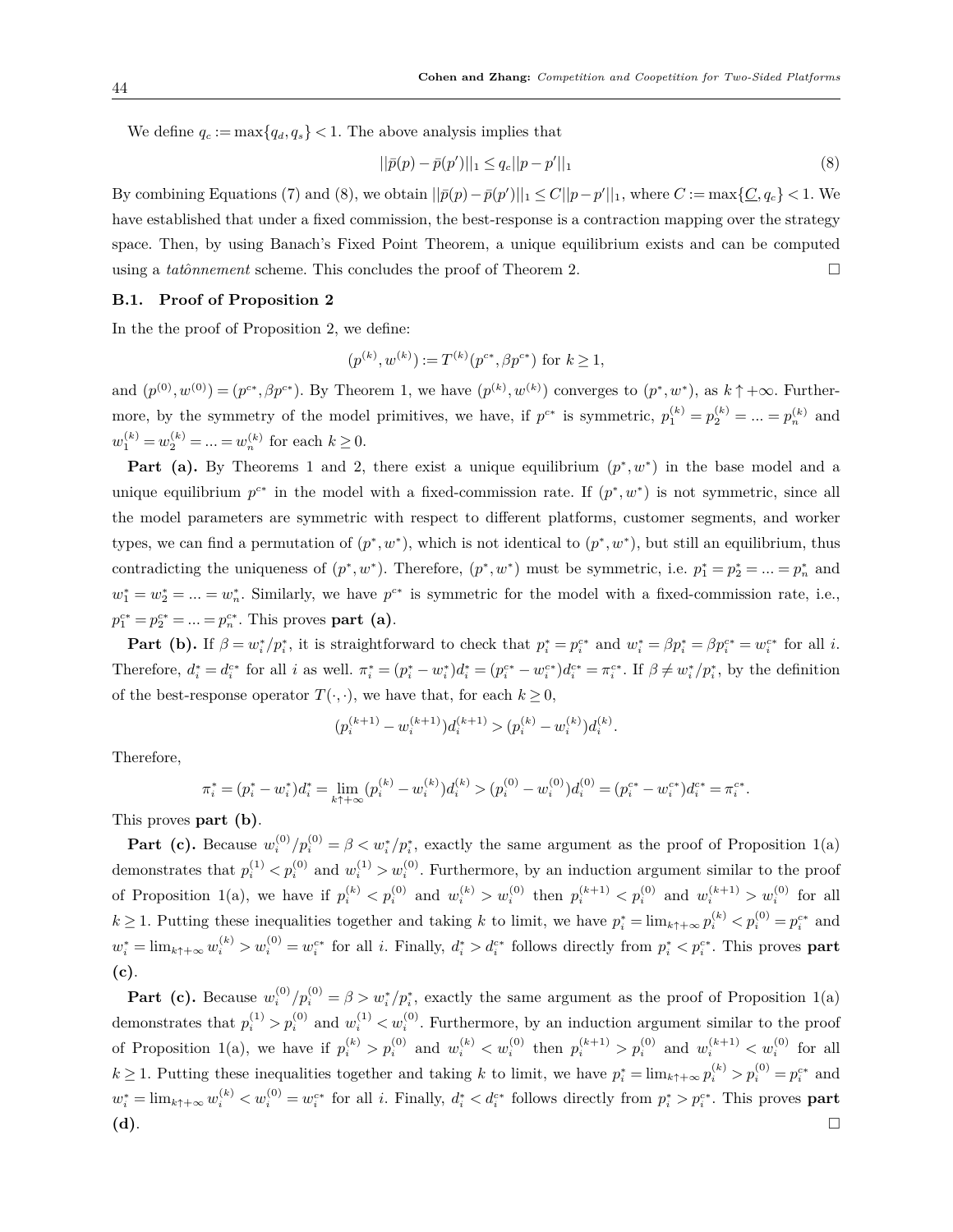We define $q_c := \max\{q_d, q_s\} < 1$. The above analysis implies that

$$||\bar{p}(p) - \bar{p}(p')||_1 \leq q_c||p - p'||_1 \tag{8}$$

By combining Equations (7) and (8), we obtain $||\bar{p}(p) - \bar{p}(p')||_1 \leq C||p - p'||_1$, where $C := \max\{\underline{C}, q_c\} < 1$. We have established that under a fixed commission, the best-response is a contraction mapping over the strategy space. Then, by using Banach's Fixed Point Theorem, a unique equilibrium exists and can be computed using a *tatônnement* scheme. This concludes the proof of Theorem 2. □

### B.1. Proof of Proposition 2

In the the proof of Proposition 2, we define:

$$(p^{(k)}, w^{(k)}) := T^{(k)}(p^{c*}, \beta p^{c*}) \text{ for } k \geq 1,$$

and $(p^{(0)}, w^{(0)}) = (p^{c*}, \beta p^{c*})$. By Theorem 1, we have $(p^{(k)}, w^{(k)})$ converges to $(p^*, w^*)$, as $k \uparrow +\infty$. Furthermore, by the symmetry of the model primitives, we have, if $p^{c*}$ is symmetric, $p_1^{(k)} = p_2^{(k)} = ... = p_n^{(k)}$ and $w_1^{(k)} = w_2^{(k)} = ... = w_n^{(k)}$ for each $k \geq 0$.

**Part (a).** By Theorems 1 and 2, there exist a unique equilibrium $(p^*, w^*)$ in the base model and a unique equilibrium $p^{c*}$ in the model with a fixed-commission rate. If $(p^*, w^*)$ is not symmetric, since all the model parameters are symmetric with respect to different platforms, customer segments, and worker types, we can find a permutation of $(p^*, w^*)$, which is not identical to $(p^*, w^*)$, but still an equilibrium, thus contradicting the uniqueness of $(p^*, w^*)$. Therefore, $(p^*, w^*)$ must be symmetric, i.e. $p_1^* = p_2^* = ... = p_n^*$ and $w_1^* = w_2^* = ... = w_n^*$. Similarly, we have $p^{c*}$ is symmetric for the model with a fixed-commission rate, i.e., $p_1^{c*} = p_2^{c*} = ... = p_n^{c*}$. This proves **part (a)**.

**Part (b).** If $\beta = w_i^*/p_i^*$, it is straightforward to check that $p_i^* = p_i^{c*}$ and $w_i^* = \beta p_i^* = \beta p_i^{c*} = w_i^{c*}$ for all $i$. Therefore, $d_i^* = d_i^{c*}$ for all $i$ as well. $\pi_i^* = (p_i^* - w_i^*)d_i^* = (p_i^{c*} - w_i^{c*})d_i^{c*} = \pi_i^{c*}$. If $\beta \neq w_i^*/p_i^*$, by the definition of the best-response operator $T(\cdot, \cdot)$, we have that, for each $k \geq 0$,

$$(p_i^{(k+1)} - w_i^{(k+1)})d_i^{(k+1)} > (p_i^{(k)} - w_i^{(k)})d_i^{(k)}.$$

Therefore,

$$\pi_i^* = (p_i^* - w_i^*)d_i^* = \lim_{k \uparrow +\infty}(p_i^{(k)} - w_i^{(k)})d_i^{(k)} > (p_i^{(0)} - w_i^{(0)})d_i^{(0)} = (p_i^{c*} - w_i^{c*})d_i^{c*} = \pi_i^{c*}.$$

This proves **part (b)**.

**Part (c).** Because $w_i^{(0)}/p_i^{(0)} = \beta < w_i^*/p_i^*$, exactly the same argument as the proof of Proposition 1(a) demonstrates that $p_i^{(1)} < p_i^{(0)}$ and $w_i^{(1)} > w_i^{(0)}$. Furthermore, by an induction argument similar to the proof of Proposition 1(a), we have if $p_i^{(k)} < p_i^{(0)}$ and $w_i^{(k)} > w_i^{(0)}$ then $p_i^{(k+1)} < p_i^{(0)}$ and $w_i^{(k+1)} > w_i^{(0)}$ for all $k \geq 1$. Putting these inequalities together and taking $k$ to limit, we have $p_i^* = \lim_{k\uparrow+\infty} p_i^{(k)} < p_i^{(0)} = p_i^{c*}$ and $w_i^* = \lim_{k\uparrow+\infty} w_i^{(k)} > w_i^{(0)} = w_i^{c*}$ for all $i$. Finally, $d_i^* > d_i^{c*}$ follows directly from $p_i^* < p_i^{c*}$. This proves **part (c)**.

**Part (c).** Because $w_i^{(0)}/p_i^{(0)} = \beta > w_i^*/p_i^*$, exactly the same argument as the proof of Proposition 1(a) demonstrates that $p_i^{(1)} > p_i^{(0)}$ and $w_i^{(1)} < w_i^{(0)}$. Furthermore, by an induction argument similar to the proof of Proposition 1(a), we have if $p_i^{(k)} > p_i^{(0)}$ and $w_i^{(k)} < w_i^{(0)}$ then $p_i^{(k+1)} > p_i^{(0)}$ and $w_i^{(k+1)} < w_i^{(0)}$ for all $k \geq 1$. Putting these inequalities together and taking $k$ to limit, we have $p_i^* = \lim_{k\uparrow+\infty} p_i^{(k)} > p_i^{(0)} = p_i^{c*}$ and $w_i^* = \lim_{k\uparrow+\infty} w_i^{(k)} < w_i^{(0)} = w_i^{c*}$ for all $i$. Finally, $d_i^* < d_i^{c*}$ follows directly from $p_i^* > p_i^{c*}$. This proves **part (d)**. □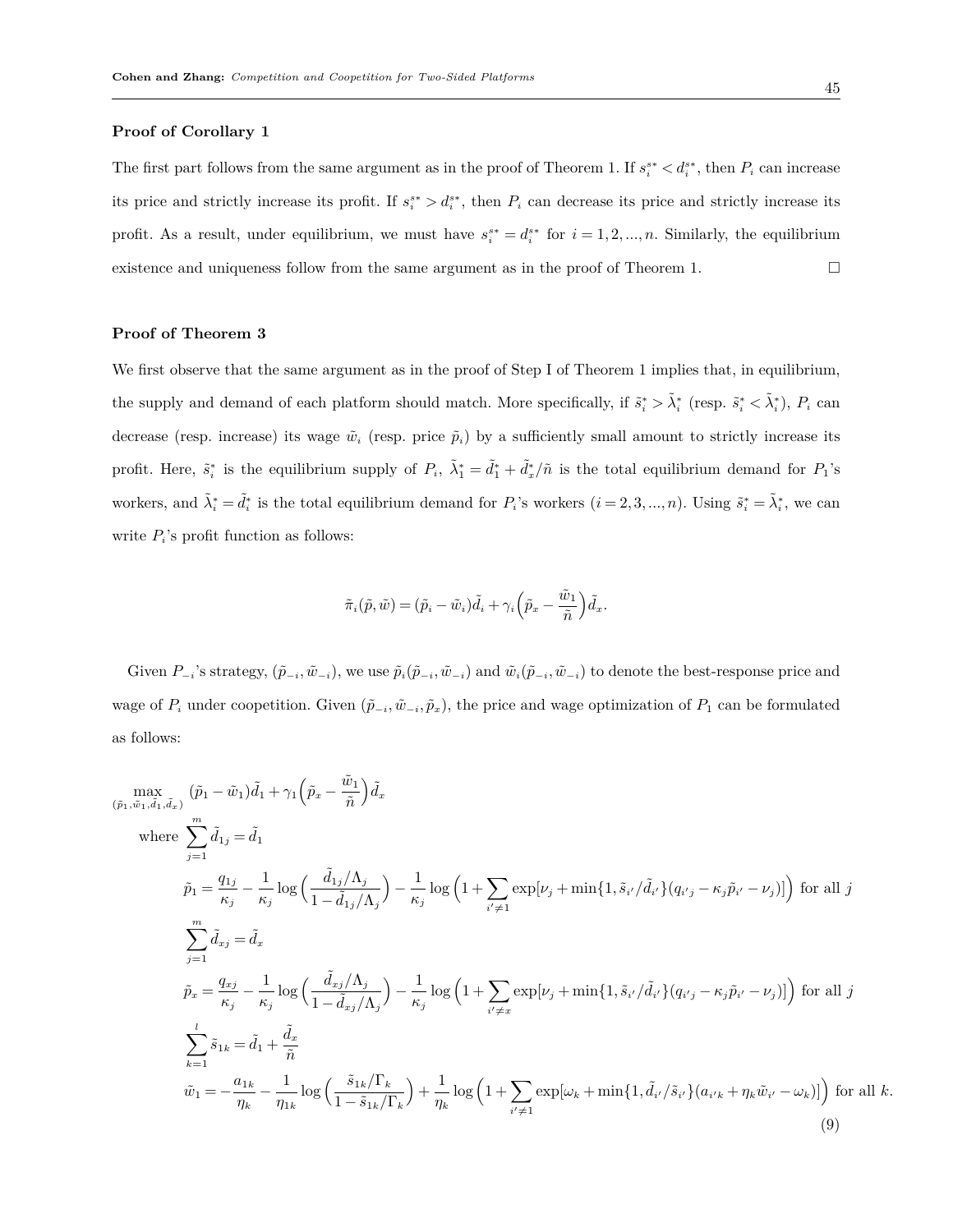**Proof of Corollary 1**

The first part follows from the same argument as in the proof of Theorem 1. If $s_i^{s*} < d_i^{s*}$, then $P_i$ can increase its price and strictly increase its profit. If $s_i^{s*} > d_i^{s*}$, then $P_i$ can decrease its price and strictly increase its profit. As a result, under equilibrium, we must have $s_i^{s*} = d_i^{s*}$ for $i = 1, 2, ..., n$. Similarly, the equilibrium existence and uniqueness follow from the same argument as in the proof of Theorem 1. $\square$

**Proof of Theorem 3**

We first observe that the same argument as in the proof of Step I of Theorem 1 implies that, in equilibrium, the supply and demand of each platform should match. More specifically, if $\tilde{s}_i^* > \tilde{\lambda}_i^*$ (resp. $\tilde{s}_i^* < \tilde{\lambda}_i^*$), $P_i$ can decrease (resp. increase) its wage $\tilde{w}_i$ (resp. price $\tilde{p}_i$) by a sufficiently small amount to strictly increase its profit. Here, $\tilde{s}_i^*$ is the equilibrium supply of $P_i$, $\tilde{\lambda}_1^* = \tilde{d}_1^* + \tilde{d}_x^*/\tilde{n}$ is the total equilibrium demand for $P_1$'s workers, and $\tilde{\lambda}_i^* = \tilde{d}_i^*$ is the total equilibrium demand for $P_i$'s workers ($i = 2, 3, ..., n$). Using $\tilde{s}_i^* = \tilde{\lambda}_i^*$, we can write $P_i$'s profit function as follows:

$$\tilde{\pi}_i(\tilde{p}, \tilde{w}) = (\tilde{p}_i - \tilde{w}_i)\tilde{d}_i + \gamma_i\Big(\tilde{p}_x - \frac{\tilde{w}_1}{\tilde{n}}\Big)\tilde{d}_x.$$

Given $P_{-i}$'s strategy, $(\tilde{p}_{-i}, \tilde{w}_{-i})$, we use $\tilde{p}_i(\tilde{p}_{-i}, \tilde{w}_{-i})$ and $\tilde{w}_i(\tilde{p}_{-i}, \tilde{w}_{-i})$ to denote the best-response price and wage of $P_i$ under coopetition. Given $(\tilde{p}_{-i}, \tilde{w}_{-i}, \tilde{p}_x)$, the price and wage optimization of $P_1$ can be formulated as follows:

$$\begin{aligned}
\max_{(\tilde{p}_1, \tilde{w}_1, \tilde{d}_1, \tilde{d}_x)} \quad & (\tilde{p}_1 - \tilde{w}_1)\tilde{d}_1 + \gamma_1\Big(\tilde{p}_x - \frac{\tilde{w}_1}{\tilde{n}}\Big)\tilde{d}_x \\
\text{where } & \sum_{j=1}^{m} \tilde{d}_{1j} = \tilde{d}_1 \\
& \tilde{p}_1 = \frac{q_{1j}}{\kappa_j} - \frac{1}{\kappa_j}\log\Big(\frac{\tilde{d}_{1j}/\Lambda_j}{1 - \tilde{d}_{1j}/\Lambda_j}\Big) - \frac{1}{\kappa_j}\log\Big(1 + \sum_{i' \neq 1}\exp[\nu_j + \min\{1, \tilde{s}_{i'}/\tilde{d}_{i'}\}(q_{i'j} - \kappa_j\tilde{p}_{i'} - \nu_j)]\Big) \text{ for all } j \\
& \sum_{j=1}^{m} \tilde{d}_{xj} = \tilde{d}_x \\
& \tilde{p}_x = \frac{q_{xj}}{\kappa_j} - \frac{1}{\kappa_j}\log\Big(\frac{\tilde{d}_{xj}/\Lambda_j}{1 - \tilde{d}_{xj}/\Lambda_j}\Big) - \frac{1}{\kappa_j}\log\Big(1 + \sum_{i' \neq x}\exp[\nu_j + \min\{1, \tilde{s}_{i'}/\tilde{d}_{i'}\}(q_{i'j} - \kappa_j\tilde{p}_{i'} - \nu_j)]\Big) \text{ for all } j \\
& \sum_{k=1}^{l} \tilde{s}_{1k} = \tilde{d}_1 + \frac{\tilde{d}_x}{\tilde{n}} \\
& \tilde{w}_1 = -\frac{a_{1k}}{\eta_k} - \frac{1}{\eta_{1k}}\log\Big(\frac{\tilde{s}_{1k}/\Gamma_k}{1 - \tilde{s}_{1k}/\Gamma_k}\Big) + \frac{1}{\eta_k}\log\Big(1 + \sum_{i' \neq 1}\exp[\omega_k + \min\{1, \tilde{d}_{i'}/\tilde{s}_{i'}\}(a_{i'k} + \eta_k\tilde{w}_{i'} - \omega_k)]\Big) \text{ for all } k.
\end{aligned} \tag{9}$$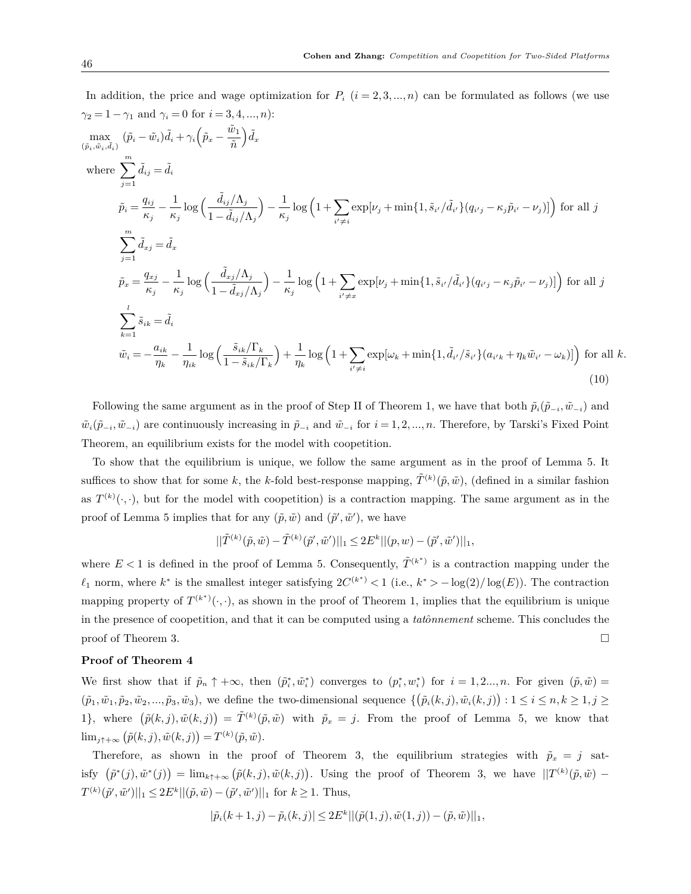In addition, the price and wage optimization for $P_i$ $(i = 2, 3, ..., n)$ can be formulated as follows (we use $\gamma_2 = 1 - \gamma_1$ and $\gamma_i = 0$ for $i = 3, 4, ..., n$):

$$
\begin{aligned}
&\max_{(\tilde{p}_i, \tilde{w}_i, \tilde{d}_i)} \; (\tilde{p}_i - \tilde{w}_i)\tilde{d}_i + \gamma_i \Big(\tilde{p}_x - \frac{\tilde{w}_1}{\tilde{n}}\Big)\tilde{d}_x \\
&\text{where } \sum_{j=1}^{m} \tilde{d}_{ij} = \tilde{d}_i \\
&\quad \tilde{p}_i = \frac{q_{ij}}{\kappa_j} - \frac{1}{\kappa_j}\log\Big(\frac{\tilde{d}_{ij}/\Lambda_j}{1 - \tilde{d}_{ij}/\Lambda_j}\Big) - \frac{1}{\kappa_j}\log\Big(1 + \sum_{i' \neq i}\exp[\nu_j + \min\{1, \tilde{s}_{i'}/\tilde{d}_{i'}\}(q_{i'j} - \kappa_j \tilde{p}_{i'} - \nu_j)]\Big) \text{ for all } j \\
&\quad \sum_{j=1}^{m} \tilde{d}_{xj} = \tilde{d}_x \\
&\quad \tilde{p}_x = \frac{q_{xj}}{\kappa_j} - \frac{1}{\kappa_j}\log\Big(\frac{\tilde{d}_{xj}/\Lambda_j}{1 - \tilde{d}_{xj}/\Lambda_j}\Big) - \frac{1}{\kappa_j}\log\Big(1 + \sum_{i' \neq x}\exp[\nu_j + \min\{1, \tilde{s}_{i'}/\tilde{d}_{i'}\}(q_{i'j} - \kappa_j \tilde{p}_{i'} - \nu_j)]\Big) \text{ for all } j \\
&\quad \sum_{k=1}^{l} \tilde{s}_{ik} = \tilde{d}_i \\
&\quad \tilde{w}_i = -\frac{a_{ik}}{\eta_k} - \frac{1}{\eta_{ik}}\log\Big(\frac{\tilde{s}_{ik}/\Gamma_k}{1 - \tilde{s}_{ik}/\Gamma_k}\Big) + \frac{1}{\eta_k}\log\Big(1 + \sum_{i' \neq i}\exp[\omega_k + \min\{1, \tilde{d}_{i'}/\tilde{s}_{i'}\}(a_{i'k} + \eta_k \tilde{w}_{i'} - \omega_k)]\Big) \text{ for all } k.
\end{aligned} \tag{10}
$$

Following the same argument as in the proof of Step II of Theorem 1, we have that both $\tilde{p}_i(\tilde{p}_{-i}, \tilde{w}_{-i})$ and $\tilde{w}_i(\tilde{p}_{-i}, \tilde{w}_{-i})$ are continuously increasing in $\tilde{p}_{-i}$ and $\tilde{w}_{-i}$ for $i = 1, 2, ..., n$. Therefore, by Tarski's Fixed Point Theorem, an equilibrium exists for the model with coopetition.

To show that the equilibrium is unique, we follow the same argument as in the proof of Lemma 5. It suffices to show that for some $k$, the $k$-fold best-response mapping, $\tilde{T}^{(k)}(\tilde{p}, \tilde{w})$, (defined in a similar fashion as $T^{(k)}(\cdot, \cdot)$, but for the model with coopetition) is a contraction mapping. The same argument as in the proof of Lemma 5 implies that for any $(\tilde{p}, \tilde{w})$ and $(\tilde{p}', \tilde{w}')$, we have

$$||\tilde{T}^{(k)}(\tilde{p}, \tilde{w}) - \tilde{T}^{(k)}(\tilde{p}', \tilde{w}')||_1 \leq 2E^k ||(p, w) - (\tilde{p}', \tilde{w}')||_1,$$

where $E < 1$ is defined in the proof of Lemma 5. Consequently, $\tilde{T}^{(k^*)}$ is a contraction mapping under the $\ell_1$ norm, where $k^*$ is the smallest integer satisfying $2C^{(k^*)} < 1$ (i.e., $k^* > -\log(2)/\log(E)$). The contraction mapping property of $T^{(k^*)}(\cdot, \cdot)$, as shown in the proof of Theorem 1, implies that the equilibrium is unique in the presence of coopetition, and that it can be computed using a *tatônnement* scheme. This concludes the proof of Theorem 3. □

**Proof of Theorem 4**

We first show that if $\tilde{p}_n \uparrow +\infty$, then $(\tilde{p}_i^*, \tilde{w}_i^*)$ converges to $(p_i^*, w_i^*)$ for $i = 1, 2..., n$. For given $(\tilde{p}, \tilde{w}) = (\tilde{p}_1, \tilde{w}_1, \tilde{p}_2, \tilde{w}_2, ..., \tilde{p}_3, \tilde{w}_3)$, we define the two-dimensional sequence $\{(\tilde{p}_i(k, j), \tilde{w}_i(k, j)) : 1 \leq i \leq n, k \geq 1, j \geq 1\}$, where $(\tilde{p}(k, j), \tilde{w}(k, j)) = \tilde{T}^{(k)}(\tilde{p}, \tilde{w})$ with $\tilde{p}_x = j$. From the proof of Lemma 5, we know that $\lim_{j \uparrow +\infty} (\tilde{p}(k, j), \tilde{w}(k, j)) = T^{(k)}(\tilde{p}, \tilde{w})$.

Therefore, as shown in the proof of Theorem 3, the equilibrium strategies with $\tilde{p}_x = j$ satisfy $(\tilde{p}^*(j), \tilde{w}^*(j)) = \lim_{k \uparrow +\infty} (\tilde{p}(k, j), \tilde{w}(k, j))$. Using the proof of Theorem 3, we have $||T^{(k)}(\tilde{p}, \tilde{w}) - T^{(k)}(\tilde{p}', \tilde{w}')||_1 \leq 2E^k ||(\tilde{p}, \tilde{w}) - (\tilde{p}', \tilde{w}')||_1$ for $k \geq 1$. Thus,

$$|\tilde{p}_i(k+1, j) - \tilde{p}_i(k, j)| \leq 2E^k ||(\tilde{p}(1, j), \tilde{w}(1, j)) - (\tilde{p}, \tilde{w})||_1,$$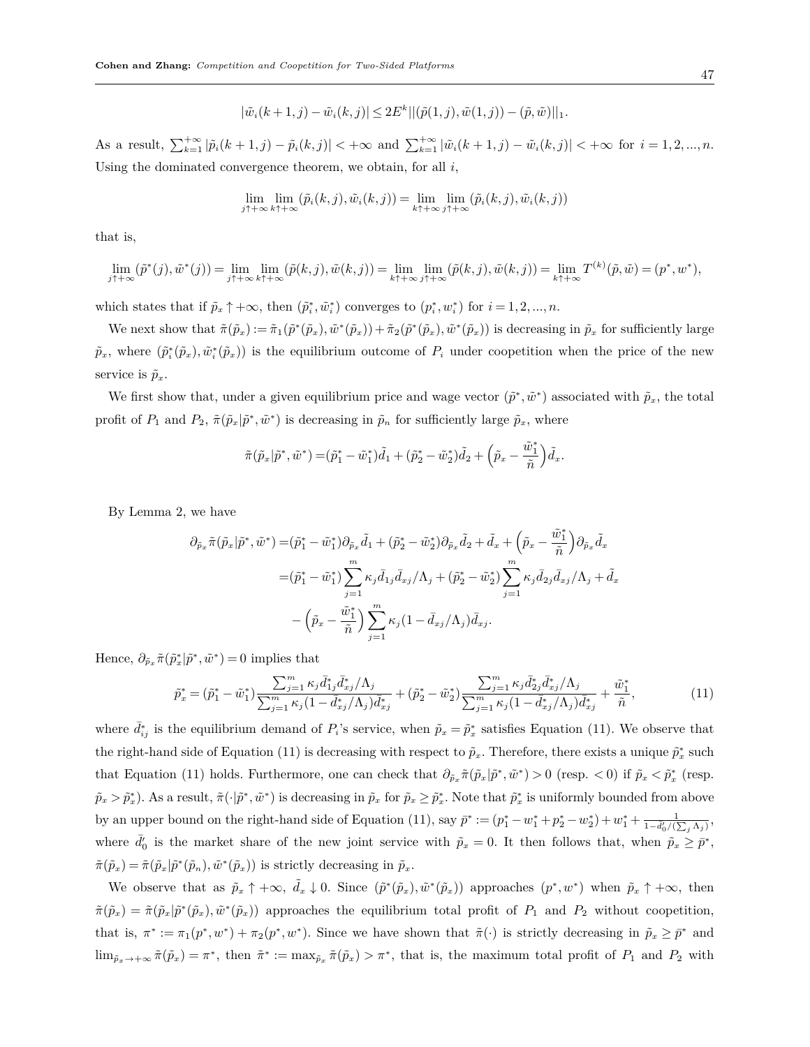$$|\tilde{w}_i(k+1,j) - \tilde{w}_i(k,j)| \le 2E^k ||(\tilde{p}(1,j), \tilde{w}(1,j)) - (\tilde{p}, \tilde{w})||_1.$$

As a result, $\sum_{k=1}^{+\infty} |\tilde{p}_i(k+1,j) - \tilde{p}_i(k,j)| < +\infty$ and $\sum_{k=1}^{+\infty} |\tilde{w}_i(k+1,j) - \tilde{w}_i(k,j)| < +\infty$ for $i = 1, 2, ..., n$. Using the dominated convergence theorem, we obtain, for all $i$,

$$\lim_{j\uparrow+\infty} \lim_{k\uparrow+\infty} (\tilde{p}_i(k,j), \tilde{w}_i(k,j)) = \lim_{k\uparrow+\infty} \lim_{j\uparrow+\infty} (\tilde{p}_i(k,j), \tilde{w}_i(k,j))$$

that is,

$$\lim_{j\uparrow+\infty} (\tilde{p}^*(j), \tilde{w}^*(j)) = \lim_{j\uparrow+\infty} \lim_{k\uparrow+\infty} (\tilde{p}(k,j), \tilde{w}(k,j)) = \lim_{k\uparrow+\infty} \lim_{j\uparrow+\infty} (\tilde{p}(k,j), \tilde{w}(k,j)) = \lim_{k\uparrow+\infty} T^{(k)}(\tilde{p}, \tilde{w}) = (p^*, w^*),$$

which states that if $\tilde{p}_x \uparrow +\infty$, then $(\tilde{p}_i^*, \tilde{w}_i^*)$ converges to $(p_i^*, w_i^*)$ for $i = 1, 2, ..., n$.

We next show that $\tilde{\pi}(\tilde{p}_x) := \tilde{\pi}_1(\tilde{p}^*(\tilde{p}_x), \tilde{w}^*(\tilde{p}_x)) + \tilde{\pi}_2(\tilde{p}^*(\tilde{p}_x), \tilde{w}^*(\tilde{p}_x))$ is decreasing in $\tilde{p}_x$ for sufficiently large $\tilde{p}_x$, where $(\tilde{p}_i^*(\tilde{p}_x), \tilde{w}_i^*(\tilde{p}_x))$ is the equilibrium outcome of $P_i$ under coopetition when the price of the new service is $\tilde{p}_x$.

We first show that, under a given equilibrium price and wage vector $(\tilde{p}^*, \tilde{w}^*)$ associated with $\tilde{p}_x$, the total profit of $P_1$ and $P_2$, $\tilde{\pi}(\tilde{p}_x|\tilde{p}^*, \tilde{w}^*)$ is decreasing in $\tilde{p}_n$ for sufficiently large $\tilde{p}_x$, where

$$\tilde{\pi}(\tilde{p}_x|\tilde{p}^*, \tilde{w}^*) = (\tilde{p}_1^* - \tilde{w}_1^*)\tilde{d}_1 + (\tilde{p}_2^* - \tilde{w}_2^*)\tilde{d}_2 + \Big(\tilde{p}_x - \frac{\tilde{w}_1^*}{\tilde{n}}\Big)\tilde{d}_x.$$

By Lemma 2, we have

$$\begin{aligned}
\partial_{\tilde{p}_x}\tilde{\pi}(\tilde{p}_x|\tilde{p}^*, \tilde{w}^*) =& (\tilde{p}_1^* - \tilde{w}_1^*)\partial_{\tilde{p}_x}\tilde{d}_1 + (\tilde{p}_2^* - \tilde{w}_2^*)\partial_{\tilde{p}_x}\tilde{d}_2 + \tilde{d}_x + \Big(\tilde{p}_x - \frac{\tilde{w}_1^*}{\tilde{n}}\Big)\partial_{\tilde{p}_x}\tilde{d}_x \\
=& (\tilde{p}_1^* - \tilde{w}_1^*)\sum_{j=1}^m \kappa_j \bar{d}_{1j}\bar{d}_{xj}/\Lambda_j + (\tilde{p}_2^* - \tilde{w}_2^*)\sum_{j=1}^m \kappa_j \bar{d}_{2j}\bar{d}_{xj}/\Lambda_j + \tilde{d}_x \\
& - \Big(\tilde{p}_x - \frac{\tilde{w}_1^*}{\tilde{n}}\Big)\sum_{j=1}^m \kappa_j (1 - \bar{d}_{xj}/\Lambda_j)\bar{d}_{xj}.
\end{aligned}$$

Hence, $\partial_{\tilde{p}_x}\tilde{\pi}(\tilde{p}_x^*|\tilde{p}^*, \tilde{w}^*) = 0$ implies that

$$\tilde{p}_x^* = (\tilde{p}_1^* - \tilde{w}_1^*)\frac{\sum_{j=1}^m \kappa_j \bar{d}_{1j}^* \bar{d}_{xj}^*/\Lambda_j}{\sum_{j=1}^m \kappa_j (1 - \bar{d}_{xj}^*/\Lambda_j)\bar{d}_{xj}^*} + (\tilde{p}_2^* - \tilde{w}_2^*)\frac{\sum_{j=1}^m \kappa_j \bar{d}_{2j}^* \bar{d}_{xj}^*/\Lambda_j}{\sum_{j=1}^m \kappa_j (1 - \bar{d}_{xj}^*/\Lambda_j)\bar{d}_{xj}^*} + \frac{\tilde{w}_1^*}{\tilde{n}}, \tag{11}$$

where $\bar{d}_{ij}^*$ is the equilibrium demand of $P_i$'s service, when $\tilde{p}_x = \tilde{p}_x^*$ satisfies Equation (11). We observe that the right-hand side of Equation (11) is decreasing with respect to $\tilde{p}_x$. Therefore, there exists a unique $\tilde{p}_x^*$ such that Equation (11) holds. Furthermore, one can check that $\partial_{\tilde{p}_x}\tilde{\pi}(\tilde{p}_x|\tilde{p}^*, \tilde{w}^*) > 0$ (resp. $< 0$) if $\tilde{p}_x < \tilde{p}_x^*$ (resp. $\tilde{p}_x > \tilde{p}_x^*$). As a result, $\tilde{\pi}(\cdot|\tilde{p}^*, \tilde{w}^*)$ is decreasing in $\tilde{p}_x$ for $\tilde{p}_x \ge \tilde{p}_x^*$. Note that $\tilde{p}_x^*$ is uniformly bounded from above by an upper bound on the right-hand side of Equation (11), say $\bar{p}^* := (p_1^* - w_1^* + p_2^* - w_2^*) + w_1^* + \frac{1}{1 - \bar{d}_0'/(\sum_j \Lambda_j)}$, where $\bar{d}_0'$ is the market share of the new joint service with $\tilde{p}_x = 0$. It then follows that, when $\tilde{p}_x \ge \bar{p}^*$, $\tilde{\pi}(\tilde{p}_x) = \tilde{\pi}(\tilde{p}_x|\tilde{p}^*(\tilde{p}_n), \tilde{w}^*(\tilde{p}_x))$ is strictly decreasing in $\tilde{p}_x$.

We observe that as $\tilde{p}_x \uparrow +\infty$, $\tilde{d}_x \downarrow 0$. Since $(\tilde{p}^*(\tilde{p}_x), \tilde{w}^*(\tilde{p}_x))$ approaches $(p^*, w^*)$ when $\tilde{p}_x \uparrow +\infty$, then $\tilde{\pi}(\tilde{p}_x) = \tilde{\pi}(\tilde{p}_x|\tilde{p}^*(\tilde{p}_x), \tilde{w}^*(\tilde{p}_x))$ approaches the equilibrium total profit of $P_1$ and $P_2$ without coopetition, that is, $\pi^* := \pi_1(p^*, w^*) + \pi_2(p^*, w^*)$. Since we have shown that $\tilde{\pi}(\cdot)$ is strictly decreasing in $\tilde{p}_x \ge \bar{p}^*$ and $\lim_{\tilde{p}_x \to +\infty} \tilde{\pi}(\tilde{p}_x) = \pi^*$, then $\tilde{\pi}^* := \max_{\tilde{p}_x} \tilde{\pi}(\tilde{p}_x) > \pi^*$, that is, the maximum total profit of $P_1$ and $P_2$ with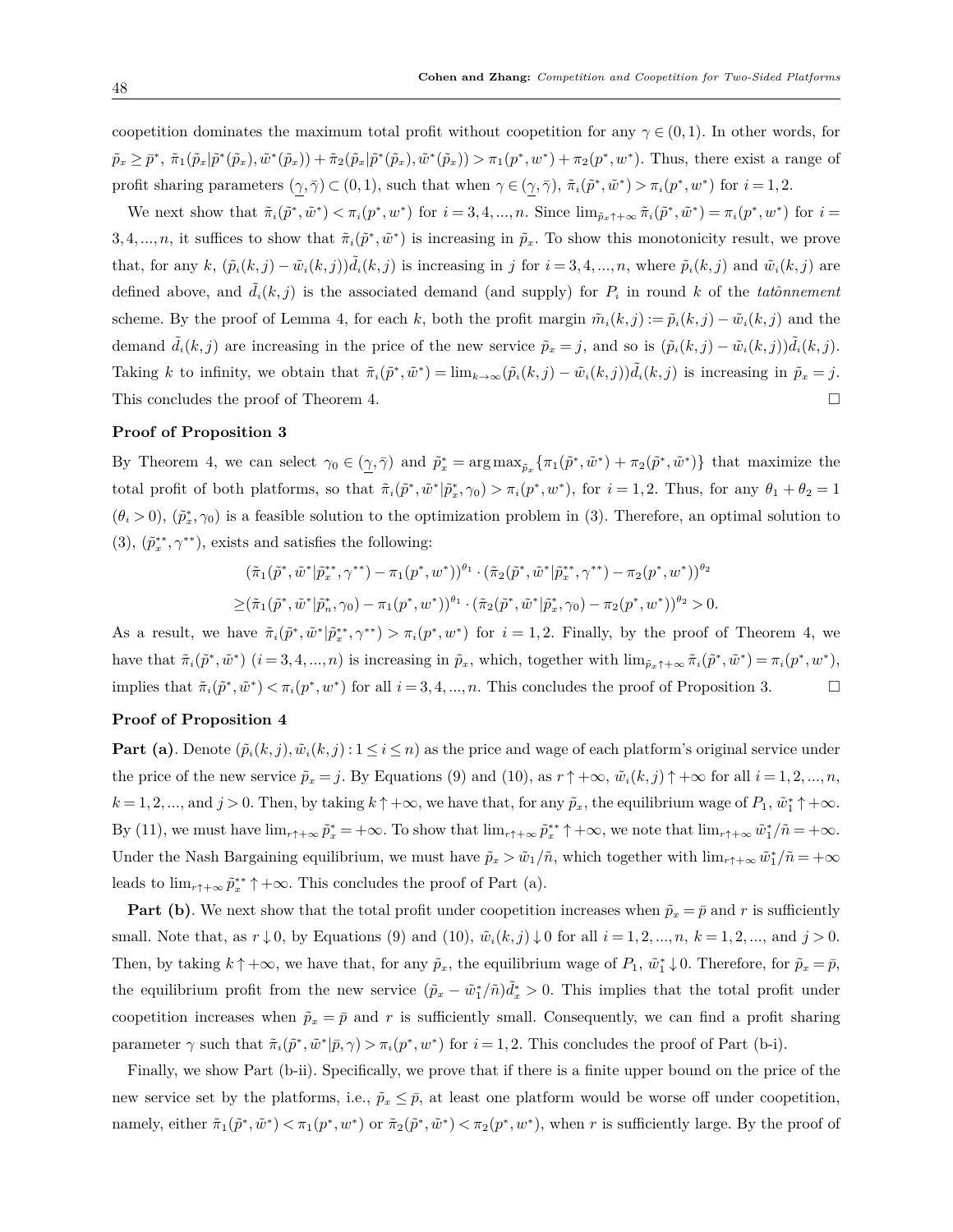coopetition dominates the maximum total profit without coopetition for any $\gamma \in (0,1)$. In other words, for $\tilde{p}_x \geq \bar{p}^*$, $\tilde{\pi}_1(\tilde{p}_x|\tilde{p}^*(\tilde{p}_x), \tilde{w}^*(\tilde{p}_x)) + \tilde{\pi}_2(\tilde{p}_x|\tilde{p}^*(\tilde{p}_x), \tilde{w}^*(\tilde{p}_x)) > \pi_1(p^*, w^*) + \pi_2(p^*, w^*)$. Thus, there exist a range of profit sharing parameters $(\underline{\gamma}, \bar{\gamma}) \subset (0,1)$, such that when $\gamma \in (\underline{\gamma}, \bar{\gamma})$, $\tilde{\pi}_i(\tilde{p}^*, \tilde{w}^*) > \pi_i(p^*, w^*)$ for $i = 1, 2$.

We next show that $\tilde{\pi}_i(\tilde{p}^*, \tilde{w}^*) < \pi_i(p^*, w^*)$ for $i = 3, 4, ..., n$. Since $\lim_{\tilde{p}_x \uparrow +\infty} \tilde{\pi}_i(\tilde{p}^*, \tilde{w}^*) = \pi_i(p^*, w^*)$ for $i = 3, 4, ..., n$, it suffices to show that $\tilde{\pi}_i(\tilde{p}^*, \tilde{w}^*)$ is increasing in $\tilde{p}_x$. To show this monotonicity result, we prove that, for any $k$, $(\tilde{p}_i(k,j) - \tilde{w}_i(k,j))\tilde{d}_i(k,j)$ is increasing in $j$ for $i = 3, 4, ..., n$, where $\tilde{p}_i(k,j)$ and $\tilde{w}_i(k,j)$ are defined above, and $\tilde{d}_i(k,j)$ is the associated demand (and supply) for $P_i$ in round $k$ of the *tatônnement* scheme. By the proof of Lemma 4, for each $k$, both the profit margin $\tilde{m}_i(k,j) := \tilde{p}_i(k,j) - \tilde{w}_i(k,j)$ and the demand $\tilde{d}_i(k,j)$ are increasing in the price of the new service $\tilde{p}_x = j$, and so is $(\tilde{p}_i(k,j) - \tilde{w}_i(k,j))\tilde{d}_i(k,j)$. Taking $k$ to infinity, we obtain that $\tilde{\pi}_i(\tilde{p}^*, \tilde{w}^*) = \lim_{k \to \infty}(\tilde{p}_i(k,j) - \tilde{w}_i(k,j))\tilde{d}_i(k,j)$ is increasing in $\tilde{p}_x = j$. This concludes the proof of Theorem 4. □

**Proof of Proposition 3**

By Theorem 4, we can select $\gamma_0 \in (\underline{\gamma}, \bar{\gamma})$ and $\tilde{p}_x^* = \arg\max_{\tilde{p}_x}\{\pi_1(\tilde{p}^*, \tilde{w}^*) + \pi_2(\tilde{p}^*, \tilde{w}^*)\}$ that maximize the total profit of both platforms, so that $\tilde{\pi}_i(\tilde{p}^*, \tilde{w}^*|\tilde{p}_x^*, \gamma_0) > \pi_i(p^*, w^*)$, for $i = 1, 2$. Thus, for any $\theta_1 + \theta_2 = 1$ ($\theta_i > 0$), $(\tilde{p}_x^*, \gamma_0)$ is a feasible solution to the optimization problem in (3). Therefore, an optimal solution to (3), $(\tilde{p}_x^{**}, \gamma^{**})$, exists and satisfies the following:

$$
\begin{aligned}
&(\tilde{\pi}_1(\tilde{p}^*, \tilde{w}^*|\tilde{p}_x^{**}, \gamma^{**}) - \pi_1(p^*, w^*))^{\theta_1} \cdot (\tilde{\pi}_2(\tilde{p}^*, \tilde{w}^*|\tilde{p}_x^{**}, \gamma^{**}) - \pi_2(p^*, w^*))^{\theta_2} \\
\geq &(\tilde{\pi}_1(\tilde{p}^*, \tilde{w}^*|\tilde{p}_n^*, \gamma_0) - \pi_1(p^*, w^*))^{\theta_1} \cdot (\tilde{\pi}_2(\tilde{p}^*, \tilde{w}^*|\tilde{p}_x^*, \gamma_0) - \pi_2(p^*, w^*))^{\theta_2} > 0.
\end{aligned}
$$

As a result, we have $\tilde{\pi}_i(\tilde{p}^*, \tilde{w}^*|\tilde{p}_x^{**}, \gamma^{**}) > \pi_i(p^*, w^*)$ for $i = 1, 2$. Finally, by the proof of Theorem 4, we have that $\tilde{\pi}_i(\tilde{p}^*, \tilde{w}^*)$ $(i = 3, 4, ..., n)$ is increasing in $\tilde{p}_x$, which, together with $\lim_{\tilde{p}_x \uparrow +\infty} \tilde{\pi}_i(\tilde{p}^*, \tilde{w}^*) = \pi_i(p^*, w^*)$, implies that $\tilde{\pi}_i(\tilde{p}^*, \tilde{w}^*) < \pi_i(p^*, w^*)$ for all $i = 3, 4, ..., n$. This concludes the proof of Proposition 3. □

**Proof of Proposition 4**

**Part (a)**. Denote $(\tilde{p}_i(k,j), \tilde{w}_i(k,j) : 1 \leq i \leq n)$ as the price and wage of each platform's original service under the price of the new service $\tilde{p}_x = j$. By Equations (9) and (10), as $r \uparrow +\infty$, $\tilde{w}_i(k,j) \uparrow +\infty$ for all $i = 1, 2, ..., n$, $k = 1, 2, ...,$ and $j > 0$. Then, by taking $k \uparrow +\infty$, we have that, for any $\tilde{p}_x$, the equilibrium wage of $P_1$, $\tilde{w}_1^* \uparrow +\infty$. By (11), we must have $\lim_{r \uparrow +\infty} \tilde{p}_x^* = +\infty$. To show that $\lim_{r \uparrow +\infty} \tilde{p}_x^{**} \uparrow +\infty$, we note that $\lim_{r \uparrow +\infty} \tilde{w}_1^*/\tilde{n} = +\infty$. Under the Nash Bargaining equilibrium, we must have $\tilde{p}_x > \tilde{w}_1/\tilde{n}$, which together with $\lim_{r \uparrow +\infty} \tilde{w}_1^*/\tilde{n} = +\infty$ leads to $\lim_{r \uparrow +\infty} \tilde{p}_x^{**} \uparrow +\infty$. This concludes the proof of Part (a).

**Part (b)**. We next show that the total profit under coopetition increases when $\tilde{p}_x = \bar{p}$ and $r$ is sufficiently small. Note that, as $r \downarrow 0$, by Equations (9) and (10), $\tilde{w}_i(k,j) \downarrow 0$ for all $i = 1, 2, ..., n$, $k = 1, 2, ...,$ and $j > 0$. Then, by taking $k \uparrow +\infty$, we have that, for any $\tilde{p}_x$, the equilibrium wage of $P_1$, $\tilde{w}_1^* \downarrow 0$. Therefore, for $\tilde{p}_x = \bar{p}$, the equilibrium profit from the new service $(\tilde{p}_x - \tilde{w}_1^*/\tilde{n})\tilde{d}_x^* > 0$. This implies that the total profit under coopetition increases when $\tilde{p}_x = \bar{p}$ and $r$ is sufficiently small. Consequently, we can find a profit sharing parameter $\gamma$ such that $\tilde{\pi}_i(\tilde{p}^*, \tilde{w}^*|\bar{p}, \gamma) > \pi_i(p^*, w^*)$ for $i = 1, 2$. This concludes the proof of Part (b-i).

Finally, we show Part (b-ii). Specifically, we prove that if there is a finite upper bound on the price of the new service set by the platforms, i.e., $\tilde{p}_x \leq \bar{p}$, at least one platform would be worse off under coopetition, namely, either $\tilde{\pi}_1(\tilde{p}^*, \tilde{w}^*) < \pi_1(p^*, w^*)$ or $\tilde{\pi}_2(\tilde{p}^*, \tilde{w}^*) < \pi_2(p^*, w^*)$, when $r$ is sufficiently large. By the proof of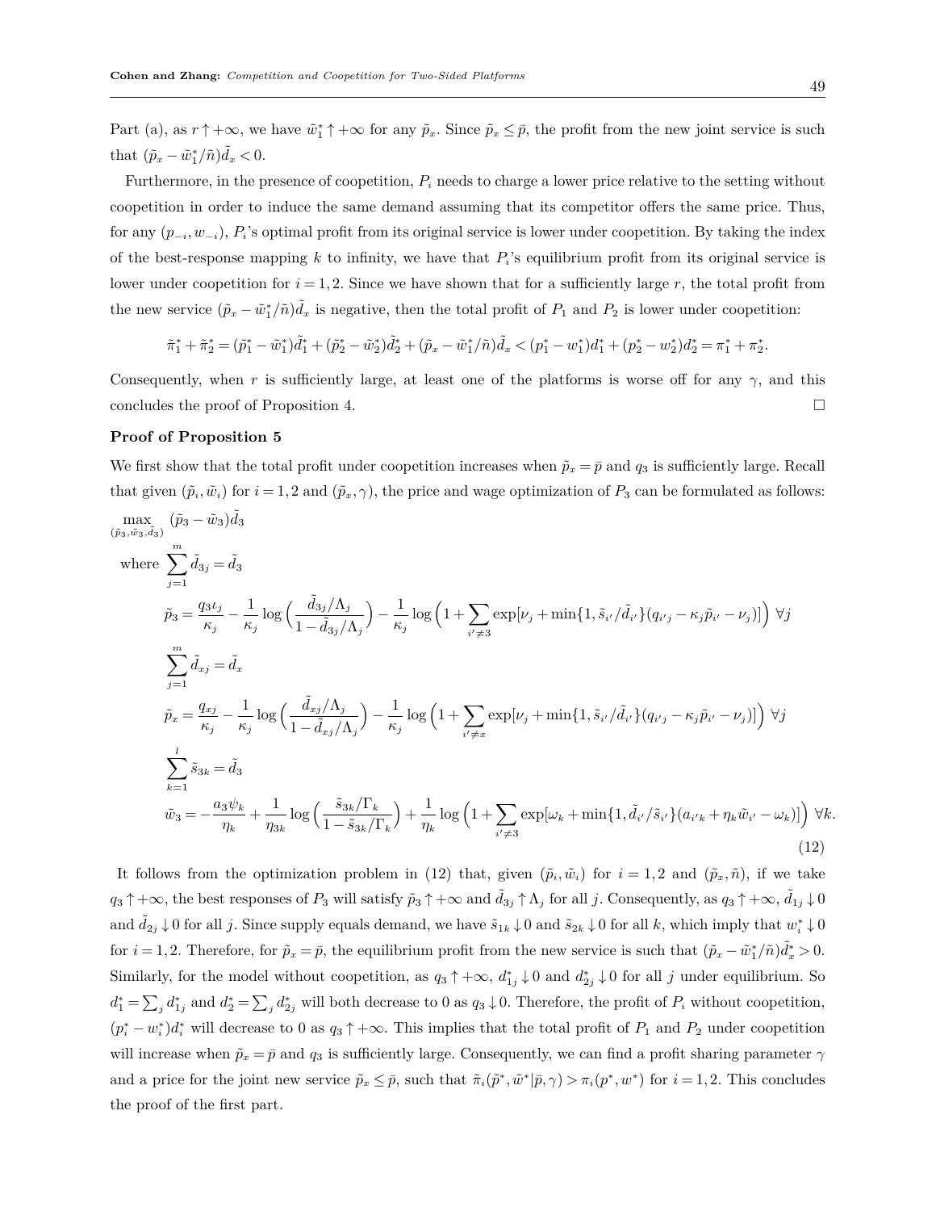Part (a), as $r \uparrow +\infty$, we have $\tilde{w}_1^* \uparrow +\infty$ for any $\tilde{p}_x$. Since $\tilde{p}_x \le \bar{p}$, the profit from the new joint service is such that $(\tilde{p}_x - \tilde{w}_1^*/\tilde{n})\tilde{d}_x < 0$.

Furthermore, in the presence of coopetition, $P_i$ needs to charge a lower price relative to the setting without coopetition in order to induce the same demand assuming that its competitor offers the same price. Thus, for any $(p_{-i}, w_{-i})$, $P_i$'s optimal profit from its original service is lower under coopetition. By taking the index of the best-response mapping $k$ to infinity, we have that $P_i$'s equilibrium profit from its original service is lower under coopetition for $i = 1, 2$. Since we have shown that for a sufficiently large $r$, the total profit from the new service $(\tilde{p}_x - \tilde{w}_1^*/\tilde{n})\tilde{d}_x$ is negative, then the total profit of $P_1$ and $P_2$ is lower under coopetition:

$$\tilde{\pi}_1^* + \tilde{\pi}_2^* = (\tilde{p}_1^* - \tilde{w}_1^*)\tilde{d}_1^* + (\tilde{p}_2^* - \tilde{w}_2^*)\tilde{d}_2^* + (\tilde{p}_x - \tilde{w}_1^*/\tilde{n})\tilde{d}_x < (p_1^* - w_1^*)d_1^* + (p_2^* - w_2^*)d_2^* = \pi_1^* + \pi_2^*.$$

Consequently, when $r$ is sufficiently large, at least one of the platforms is worse off for any $\gamma$, and this concludes the proof of Proposition 4. $\square$

**Proof of Proposition 5**

We first show that the total profit under coopetition increases when $\tilde{p}_x = \bar{p}$ and $q_3$ is sufficiently large. Recall that given $(\tilde{p}_i, \tilde{w}_i)$ for $i = 1, 2$ and $(\tilde{p}_x, \gamma)$, the price and wage optimization of $P_3$ can be formulated as follows:

$$
\begin{aligned}
&\max_{(\tilde{p}_3, \tilde{w}_3, \tilde{d}_3)} \ (\tilde{p}_3 - \tilde{w}_3)\tilde{d}_3 \\
&\text{where } \sum_{j=1}^{m} \tilde{d}_{3j} = \tilde{d}_3 \\
&\quad \tilde{p}_3 = \frac{q_3 \iota_j}{\kappa_j} - \frac{1}{\kappa_j}\log\Big(\frac{\tilde{d}_{3j}/\Lambda_j}{1 - \tilde{d}_{3j}/\Lambda_j}\Big) - \frac{1}{\kappa_j}\log\Big(1 + \sum_{i' \ne 3} \exp[\nu_j + \min\{1, \tilde{s}_{i'}/\tilde{d}_{i'}\}(q_{i'j} - \kappa_j \tilde{p}_{i'} - \nu_j)]\Big) \ \forall j \\
&\quad \sum_{j=1}^{m} \tilde{d}_{xj} = \tilde{d}_x \\
&\quad \tilde{p}_x = \frac{q_{xj}}{\kappa_j} - \frac{1}{\kappa_j}\log\Big(\frac{\tilde{d}_{xj}/\Lambda_j}{1 - \tilde{d}_{xj}/\Lambda_j}\Big) - \frac{1}{\kappa_j}\log\Big(1 + \sum_{i' \ne x} \exp[\nu_j + \min\{1, \tilde{s}_{i'}/\tilde{d}_{i'}\}(q_{i'j} - \kappa_j \tilde{p}_{i'} - \nu_j)]\Big) \ \forall j \\
&\quad \sum_{k=1}^{l} \tilde{s}_{3k} = \tilde{d}_3 \\
&\quad \tilde{w}_3 = -\frac{a_3 \psi_k}{\eta_k} + \frac{1}{\eta_{3k}}\log\Big(\frac{\tilde{s}_{3k}/\Gamma_k}{1 - \tilde{s}_{3k}/\Gamma_k}\Big) + \frac{1}{\eta_k}\log\Big(1 + \sum_{i' \ne 3} \exp[\omega_k + \min\{1, \tilde{d}_{i'}/\tilde{s}_{i'}\}(a_{i'k} + \eta_k \tilde{w}_{i'} - \omega_k)]\Big) \ \forall k.
\end{aligned}
\tag{12}
$$

It follows from the optimization problem in (12) that, given $(\tilde{p}_i, \tilde{w}_i)$ for $i = 1, 2$ and $(\tilde{p}_x, \tilde{n})$, if we take $q_3 \uparrow +\infty$, the best responses of $P_3$ will satisfy $\tilde{p}_3 \uparrow +\infty$ and $\tilde{d}_{3j} \uparrow \Lambda_j$ for all $j$. Consequently, as $q_3 \uparrow +\infty$, $\tilde{d}_{1j} \downarrow 0$ and $\tilde{d}_{2j} \downarrow 0$ for all $j$. Since supply equals demand, we have $\tilde{s}_{1k} \downarrow 0$ and $\tilde{s}_{2k} \downarrow 0$ for all $k$, which imply that $w_i^* \downarrow 0$ for $i = 1, 2$. Therefore, for $\tilde{p}_x = \bar{p}$, the equilibrium profit from the new service is such that $(\tilde{p}_x - \tilde{w}_1^*/\tilde{n})\tilde{d}_x^* > 0$. Similarly, for the model without coopetition, as $q_3 \uparrow +\infty$, $d_{1j}^* \downarrow 0$ and $d_{2j}^* \downarrow 0$ for all $j$ under equilibrium. So $d_1^* = \sum_j d_{1j}^*$ and $d_2^* = \sum_j d_{2j}^*$ will both decrease to 0 as $q_3 \downarrow 0$. Therefore, the profit of $P_i$ without coopetition, $(p_i^* - w_i^*)d_i^*$ will decrease to 0 as $q_3 \uparrow +\infty$. This implies that the total profit of $P_1$ and $P_2$ under coopetition will increase when $\tilde{p}_x = \bar{p}$ and $q_3$ is sufficiently large. Consequently, we can find a profit sharing parameter $\gamma$ and a price for the joint new service $\tilde{p}_x \le \bar{p}$, such that $\tilde{\pi}_i(\tilde{p}^*, \tilde{w}^* | \bar{p}, \gamma) > \pi_i(p^*, w^*)$ for $i = 1, 2$. This concludes the proof of the first part.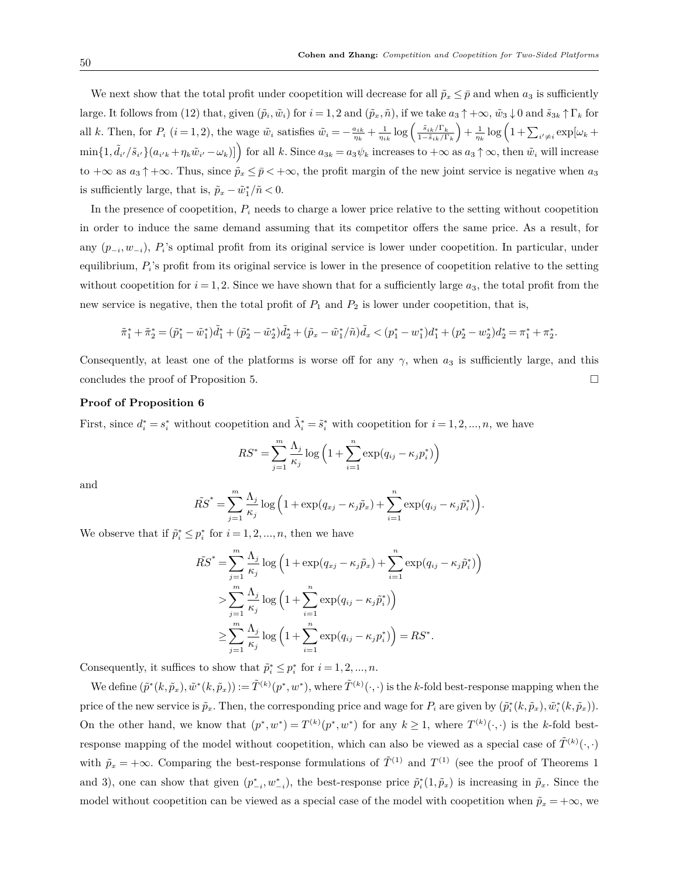We next show that the total profit under coopetition will decrease for all $\tilde{p}_x \le \bar{p}$ and when $a_3$ is sufficiently large. It follows from (12) that, given $(\tilde{p}_i, \tilde{w}_i)$ for $i = 1, 2$ and $(\tilde{p}_x, \tilde{n})$, if we take $a_3 \uparrow +\infty$, $\tilde{w}_3 \downarrow 0$ and $\tilde{s}_{3k} \uparrow \Gamma_k$ for all $k$. Then, for $P_i$ $(i = 1, 2)$, the wage $\tilde{w}_i$ satisfies $\tilde{w}_i = -\frac{a_{ik}}{\eta_k} + \frac{1}{\eta_{ik}} \log\left(\frac{\tilde{s}_{ik}/\Gamma_k}{1-\tilde{s}_{ik}/\Gamma_k}\right) + \frac{1}{\eta_k}\log\Big(1 + \sum_{i' \ne i} \exp[\omega_k + \min\{1, \tilde{d}_{i'}/\tilde{s}_{i'}\}(a_{i'k} + \eta_k \tilde{w}_{i'} - \omega_k)]\Big)$ for all $k$. Since $a_{3k} = a_3 \psi_k$ increases to $+\infty$ as $a_3 \uparrow \infty$, then $\tilde{w}_i$ will increase to $+\infty$ as $a_3 \uparrow +\infty$. Thus, since $\tilde{p}_x \le \bar{p} < +\infty$, the profit margin of the new joint service is negative when $a_3$ is sufficiently large, that is, $\tilde{p}_x - \tilde{w}_1^*/\tilde{n} < 0$.

In the presence of coopetition, $P_i$ needs to charge a lower price relative to the setting without coopetition in order to induce the same demand assuming that its competitor offers the same price. As a result, for any $(p_{-i}, w_{-i})$, $P_i$'s optimal profit from its original service is lower under coopetition. In particular, under equilibrium, $P_i$'s profit from its original service is lower in the presence of coopetition relative to the setting without coopetition for $i = 1, 2$. Since we have shown that for a sufficiently large $a_3$, the total profit from the new service is negative, then the total profit of $P_1$ and $P_2$ is lower under coopetition, that is,

$$\tilde{\pi}_1^* + \tilde{\pi}_2^* = (\tilde{p}_1^* - \tilde{w}_1^*)\tilde{d}_1^* + (\tilde{p}_2^* - \tilde{w}_2^*)\tilde{d}_2^* + (\tilde{p}_x - \tilde{w}_1^*/\tilde{n})\tilde{d}_x < (p_1^* - w_1^*)d_1^* + (p_2^* - w_2^*)d_2^* = \pi_1^* + \pi_2^*.$$

Consequently, at least one of the platforms is worse off for any $\gamma$, when $a_3$ is sufficiently large, and this concludes the proof of Proposition 5. □

**Proof of Proposition 6**

First, since $d_i^* = s_i^*$ without coopetition and $\tilde{\lambda}_i^* = \tilde{s}_i^*$ with coopetition for $i = 1, 2, ..., n$, we have

$$RS^* = \sum_{j=1}^{m} \frac{\Lambda_j}{\kappa_j} \log\Big(1 + \sum_{i=1}^{n} \exp(q_{ij} - \kappa_j p_i^*)\Big)$$

and

$$\tilde{RS}^* = \sum_{j=1}^{m} \frac{\Lambda_j}{\kappa_j} \log\Big(1 + \exp(q_{xj} - \kappa_j \tilde{p}_x) + \sum_{i=1}^{n} \exp(q_{ij} - \kappa_j \tilde{p}_i^*)\Big).$$

We observe that if $\tilde{p}_i^* \le p_i^*$ for $i = 1, 2, ..., n$, then we have

$$\begin{aligned}
\tilde{RS}^* &= \sum_{j=1}^{m} \frac{\Lambda_j}{\kappa_j} \log\Big(1 + \exp(q_{xj} - \kappa_j \tilde{p}_x) + \sum_{i=1}^{n} \exp(q_{ij} - \kappa_j \tilde{p}_i^*)\Big) \\
&> \sum_{j=1}^{m} \frac{\Lambda_j}{\kappa_j} \log\Big(1 + \sum_{i=1}^{n} \exp(q_{ij} - \kappa_j \tilde{p}_i^*)\Big) \\
&\ge \sum_{j=1}^{m} \frac{\Lambda_j}{\kappa_j} \log\Big(1 + \sum_{i=1}^{n} \exp(q_{ij} - \kappa_j p_i^*)\Big) = RS^*.
\end{aligned}$$

Consequently, it suffices to show that $\tilde{p}_i^* \le p_i^*$ for $i = 1, 2, ..., n$.

We define $(\tilde{p}^*(k, \tilde{p}_x), \tilde{w}^*(k, \tilde{p}_x)) := \tilde{T}^{(k)}(p^*, w^*)$, where $\tilde{T}^{(k)}(\cdot, \cdot)$ is the $k$-fold best-response mapping when the price of the new service is $\tilde{p}_x$. Then, the corresponding price and wage for $P_i$ are given by $(\tilde{p}_i^*(k, \tilde{p}_x), \tilde{w}_i^*(k, \tilde{p}_x))$. On the other hand, we know that $(p^*, w^*) = T^{(k)}(p^*, w^*)$ for any $k \ge 1$, where $T^{(k)}(\cdot, \cdot)$ is the $k$-fold best-response mapping of the model without coopetition, which can also be viewed as a special case of $\tilde{T}^{(k)}(\cdot, \cdot)$ with $\tilde{p}_x = +\infty$. Comparing the best-response formulations of $\tilde{T}^{(1)}$ and $T^{(1)}$ (see the proof of Theorems 1 and 3), one can show that given $(p_{-i}^*, w_{-i}^*)$, the best-response price $\tilde{p}_i^*(1, \tilde{p}_x)$ is increasing in $\tilde{p}_x$. Since the model without coopetition can be viewed as a special case of the model with coopetition when $\tilde{p}_x = +\infty$, we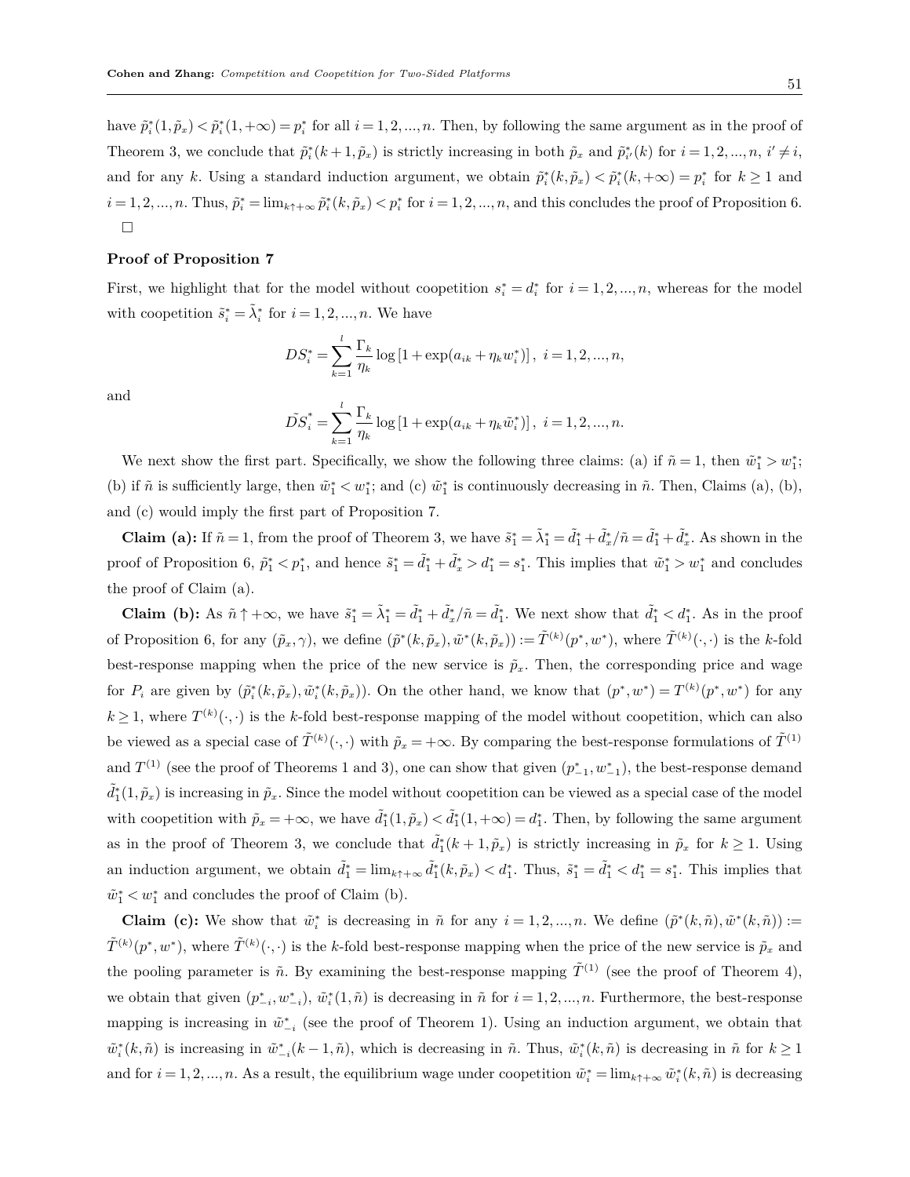have $\tilde{p}_i^*(1,\tilde{p}_x) < \tilde{p}_i^*(1,+\infty) = p_i^*$ for all $i = 1,2,...,n$. Then, by following the same argument as in the proof of Theorem 3, we conclude that $\tilde{p}_i^*(k+1,\tilde{p}_x)$ is strictly increasing in both $\tilde{p}_x$ and $\tilde{p}_{i'}^*(k)$ for $i = 1,2,...,n$, $i' \neq i$, and for any $k$. Using a standard induction argument, we obtain $\tilde{p}_i^*(k,\tilde{p}_x) < \tilde{p}_i^*(k,+\infty) = p_i^*$ for $k \geq 1$ and $i = 1,2,...,n$. Thus, $\tilde{p}_i^* = \lim_{k\uparrow+\infty} \tilde{p}_i^*(k,\tilde{p}_x) < p_i^*$ for $i = 1,2,...,n$, and this concludes the proof of Proposition 6. □

**Proof of Proposition 7**

First, we highlight that for the model without coopetition $s_i^* = d_i^*$ for $i = 1,2,...,n$, whereas for the model with coopetition $\tilde{s}_i^* = \tilde{\lambda}_i^*$ for $i = 1,2,...,n$. We have

$$DS_i^* = \sum_{k=1}^{l} \frac{\Gamma_k}{\eta_k} \log\left[1 + \exp(a_{ik} + \eta_k w_i^*)\right], \ i = 1,2,...,n,$$

and

$$\tilde{DS}_i^* = \sum_{k=1}^{l} \frac{\Gamma_k}{\eta_k} \log\left[1 + \exp(a_{ik} + \eta_k \tilde{w}_i^*)\right], \ i = 1,2,...,n.$$

We next show the first part. Specifically, we show the following three claims: (a) if $\tilde{n} = 1$, then $\tilde{w}_1^* > w_1^*$; (b) if $\tilde{n}$ is sufficiently large, then $\tilde{w}_1^* < w_1^*$; and (c) $\tilde{w}_1^*$ is continuously decreasing in $\tilde{n}$. Then, Claims (a), (b), and (c) would imply the first part of Proposition 7.

**Claim (a):** If $\tilde{n} = 1$, from the proof of Theorem 3, we have $\tilde{s}_1^* = \tilde{\lambda}_1^* = \tilde{d}_1^* + \tilde{d}_x^*/\tilde{n} = \tilde{d}_1^* + \tilde{d}_x^*$. As shown in the proof of Proposition 6, $\tilde{p}_1^* < p_1^*$, and hence $\tilde{s}_1^* = \tilde{d}_1^* + \tilde{d}_x^* > d_1^* = s_1^*$. This implies that $\tilde{w}_1^* > w_1^*$ and concludes the proof of Claim (a).

**Claim (b):** As $\tilde{n} \uparrow +\infty$, we have $\tilde{s}_1^* = \tilde{\lambda}_1^* = \tilde{d}_1^* + \tilde{d}_x^*/\tilde{n} = \tilde{d}_1^*$. We next show that $\tilde{d}_1^* < d_1^*$. As in the proof of Proposition 6, for any $(\tilde{p}_x, \gamma)$, we define $(\tilde{p}^*(k,\tilde{p}_x), \tilde{w}^*(k,\tilde{p}_x)) := \tilde{T}^{(k)}(p^*, w^*)$, where $\tilde{T}^{(k)}(\cdot,\cdot)$ is the $k$-fold best-response mapping when the price of the new service is $\tilde{p}_x$. Then, the corresponding price and wage for $P_i$ are given by $(\tilde{p}_i^*(k,\tilde{p}_x), \tilde{w}_i^*(k,\tilde{p}_x))$. On the other hand, we know that $(p^*, w^*) = T^{(k)}(p^*, w^*)$ for any $k \geq 1$, where $T^{(k)}(\cdot,\cdot)$ is the $k$-fold best-response mapping of the model without coopetition, which can also be viewed as a special case of $\tilde{T}^{(k)}(\cdot,\cdot)$ with $\tilde{p}_x = +\infty$. By comparing the best-response formulations of $\tilde{T}^{(1)}$ and $T^{(1)}$ (see the proof of Theorems 1 and 3), one can show that given $(p_{-1}^*, w_{-1}^*)$, the best-response demand $\tilde{d}_1^*(1,\tilde{p}_x)$ is increasing in $\tilde{p}_x$. Since the model without coopetition can be viewed as a special case of the model with coopetition with $\tilde{p}_x = +\infty$, we have $\tilde{d}_1^*(1,\tilde{p}_x) < \tilde{d}_1^*(1,+\infty) = d_1^*$. Then, by following the same argument as in the proof of Theorem 3, we conclude that $\tilde{d}_1^*(k+1,\tilde{p}_x)$ is strictly increasing in $\tilde{p}_x$ for $k \geq 1$. Using an induction argument, we obtain $\tilde{d}_1^* = \lim_{k\uparrow+\infty} \tilde{d}_1^*(k,\tilde{p}_x) < d_1^*$. Thus, $\tilde{s}_1^* = \tilde{d}_1^* < d_1^* = s_1^*$. This implies that $\tilde{w}_1^* < w_1^*$ and concludes the proof of Claim (b).

**Claim (c):** We show that $\tilde{w}_i^*$ is decreasing in $\tilde{n}$ for any $i = 1,2,...,n$. We define $(\tilde{p}^*(k,\tilde{n}), \tilde{w}^*(k,\tilde{n})) := \tilde{T}^{(k)}(p^*, w^*)$, where $\tilde{T}^{(k)}(\cdot,\cdot)$ is the $k$-fold best-response mapping when the price of the new service is $\tilde{p}_x$ and the pooling parameter is $\tilde{n}$. By examining the best-response mapping $\tilde{T}^{(1)}$ (see the proof of Theorem 4), we obtain that given $(p_{-i}^*, w_{-i}^*)$, $\tilde{w}_i^*(1,\tilde{n})$ is decreasing in $\tilde{n}$ for $i = 1,2,...,n$. Furthermore, the best-response mapping is increasing in $\tilde{w}_{-i}^*$ (see the proof of Theorem 1). Using an induction argument, we obtain that $\tilde{w}_i^*(k,\tilde{n})$ is increasing in $\tilde{w}_{-i}^*(k-1,\tilde{n})$, which is decreasing in $\tilde{n}$. Thus, $\tilde{w}_i^*(k,\tilde{n})$ is decreasing in $\tilde{n}$ for $k \geq 1$ and for $i = 1,2,...,n$. As a result, the equilibrium wage under coopetition $\tilde{w}_i^* = \lim_{k\uparrow+\infty} \tilde{w}_i^*(k,\tilde{n})$ is decreasing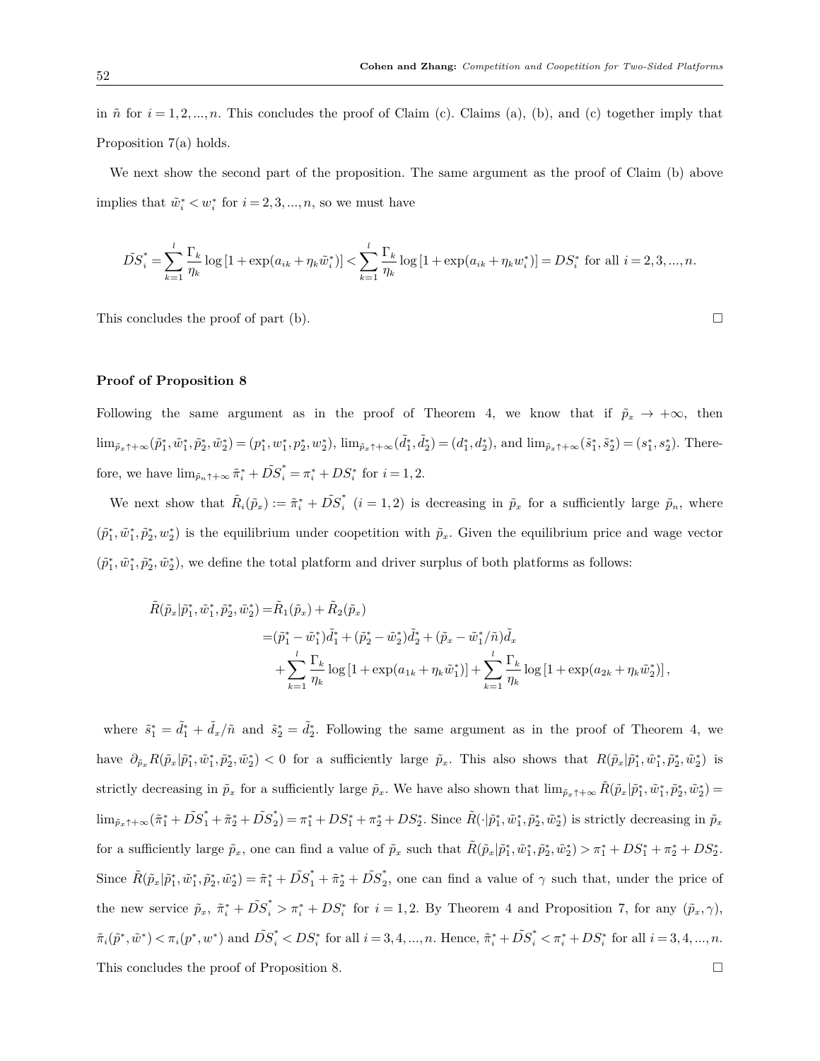in $\tilde{n}$ for $i = 1, 2, ..., n$. This concludes the proof of Claim (c). Claims (a), (b), and (c) together imply that Proposition 7(a) holds.

We next show the second part of the proposition. The same argument as the proof of Claim (b) above implies that $\tilde{w}_i^* < w_i^*$ for $i = 2, 3, ..., n$, so we must have

$$\tilde{DS}_i^* = \sum_{k=1}^{l} \frac{\Gamma_k}{\eta_k} \log\left[1 + \exp(a_{ik} + \eta_k \tilde{w}_i^*)\right] < \sum_{k=1}^{l} \frac{\Gamma_k}{\eta_k} \log\left[1 + \exp(a_{ik} + \eta_k w_i^*)\right] = DS_i^* \text{ for all } i = 2, 3, ..., n.$$

This concludes the proof of part (b). □

**Proof of Proposition 8**

Following the same argument as in the proof of Theorem 4, we know that if $\tilde{p}_x \to +\infty$, then $\lim_{\tilde{p}_x \uparrow +\infty} (\tilde{p}_1^*, \tilde{w}_1^*, \tilde{p}_2^*, \tilde{w}_2^*) = (p_1^*, w_1^*, p_2^*, w_2^*)$, $\lim_{\tilde{p}_x \uparrow +\infty} (\tilde{d}_1^*, \tilde{d}_2^*) = (d_1^*, d_2^*)$, and $\lim_{\tilde{p}_x \uparrow +\infty} (\tilde{s}_1^*, \tilde{s}_2^*) = (s_1^*, s_2^*)$. Therefore, we have $\lim_{\tilde{p}_n \uparrow +\infty} \tilde{\pi}_i^* + \tilde{DS}_i^* = \pi_i^* + DS_i^*$ for $i = 1, 2$.

We next show that $\tilde{R}_i(\tilde{p}_x) := \tilde{\pi}_i^* + \tilde{DS}_i^*$ $(i = 1, 2)$ is decreasing in $\tilde{p}_x$ for a sufficiently large $\tilde{p}_n$, where $(\tilde{p}_1^*, \tilde{w}_1^*, \tilde{p}_2^*, w_2^*)$ is the equilibrium under coopetition with $\tilde{p}_x$. Given the equilibrium price and wage vector $(\tilde{p}_1^*, \tilde{w}_1^*, \tilde{p}_2^*, \tilde{w}_2^*)$, we define the total platform and driver surplus of both platforms as follows:

$$\begin{aligned}
\tilde{R}(\tilde{p}_x | \tilde{p}_1^*, \tilde{w}_1^*, \tilde{p}_2^*, \tilde{w}_2^*) =& \tilde{R}_1(\tilde{p}_x) + \tilde{R}_2(\tilde{p}_x) \\
=& (\tilde{p}_1^* - \tilde{w}_1^*)\tilde{d}_1^* + (\tilde{p}_2^* - \tilde{w}_2^*)\tilde{d}_2^* + (\tilde{p}_x - \tilde{w}_1^*/\tilde{n})\tilde{d}_x \\
&+ \sum_{k=1}^{l} \frac{\Gamma_k}{\eta_k} \log\left[1 + \exp(a_{1k} + \eta_k \tilde{w}_1^*)\right] + \sum_{k=1}^{l} \frac{\Gamma_k}{\eta_k} \log\left[1 + \exp(a_{2k} + \eta_k \tilde{w}_2^*)\right],
\end{aligned}$$

where $\tilde{s}_1^* = \tilde{d}_1^* + \tilde{d}_x/\tilde{n}$ and $\tilde{s}_2^* = \tilde{d}_2^*$. Following the same argument as in the proof of Theorem 4, we have $\partial_{\tilde{p}_x} R(\tilde{p}_x | \tilde{p}_1^*, \tilde{w}_1^*, \tilde{p}_2^*, \tilde{w}_2^*) < 0$ for a sufficiently large $\tilde{p}_x$. This also shows that $R(\tilde{p}_x | \tilde{p}_1^*, \tilde{w}_1^*, \tilde{p}_2^*, \tilde{w}_2^*)$ is strictly decreasing in $\tilde{p}_x$ for a sufficiently large $\tilde{p}_x$. We have also shown that $\lim_{\tilde{p}_x \uparrow +\infty} \tilde{R}(\tilde{p}_x | \tilde{p}_1^*, \tilde{w}_1^*, \tilde{p}_2^*, \tilde{w}_2^*) = \lim_{\tilde{p}_x \uparrow +\infty} (\tilde{\pi}_1^* + \tilde{DS}_1^* + \tilde{\pi}_2^* + \tilde{DS}_2^*) = \pi_1^* + DS_1^* + \pi_2^* + DS_2^*$. Since $\tilde{R}(\cdot | \tilde{p}_1^*, \tilde{w}_1^*, \tilde{p}_2^*, \tilde{w}_2^*)$ is strictly decreasing in $\tilde{p}_x$ for a sufficiently large $\tilde{p}_x$, one can find a value of $\tilde{p}_x$ such that $\tilde{R}(\tilde{p}_x | \tilde{p}_1^*, \tilde{w}_1^*, \tilde{p}_2^*, \tilde{w}_2^*) > \pi_1^* + DS_1^* + \pi_2^* + DS_2^*$. Since $\tilde{R}(\tilde{p}_x | \tilde{p}_1^*, \tilde{w}_1^*, \tilde{p}_2^*, \tilde{w}_2^*) = \tilde{\pi}_1^* + \tilde{DS}_1^* + \tilde{\pi}_2^* + \tilde{DS}_2^*$, one can find a value of $\gamma$ such that, under the price of the new service $\tilde{p}_x$, $\tilde{\pi}_i^* + \tilde{DS}_i^* > \pi_i^* + DS_i^*$ for $i = 1, 2$. By Theorem 4 and Proposition 7, for any $(\tilde{p}_x, \gamma)$, $\tilde{\pi}_i(\tilde{p}^*, \tilde{w}^*) < \pi_i(p^*, w^*)$ and $\tilde{DS}_i^* < DS_i^*$ for all $i = 3, 4, ..., n$. Hence, $\tilde{\pi}_i^* + \tilde{DS}_i^* < \pi_i^* + DS_i^*$ for all $i = 3, 4, ..., n$. This concludes the proof of Proposition 8. □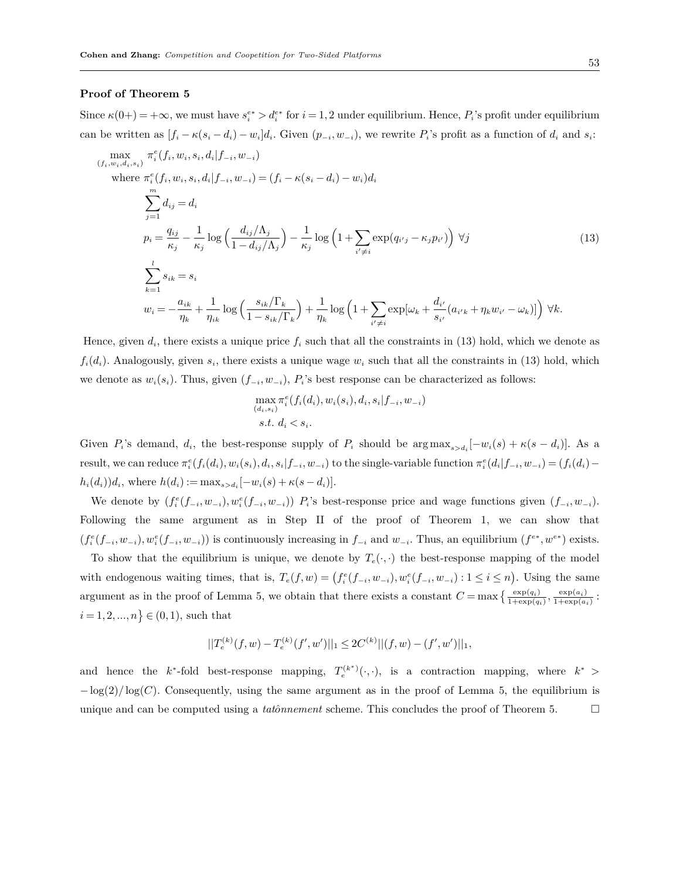**Proof of Theorem 5**

Since $\kappa(0+) = +\infty$, we must have $s_i^{e*} > d_i^{e*}$ for $i = 1, 2$ under equilibrium. Hence, $P_i$'s profit under equilibrium can be written as $[f_i - \kappa(s_i - d_i) - w_i]d_i$. Given $(p_{-i}, w_{-i})$, we rewrite $P_i$'s profit as a function of $d_i$ and $s_i$:

$$
\begin{aligned}
&\max_{(f_i, w_i, d_i, s_i)} \pi_i^e(f_i, w_i, s_i, d_i | f_{-i}, w_{-i}) \\
&\quad \text{where } \pi_i^e(f_i, w_i, s_i, d_i | f_{-i}, w_{-i}) = (f_i - \kappa(s_i - d_i) - w_i)d_i \\
&\qquad \sum_{j=1}^{m} d_{ij} = d_i \\
&\qquad p_i = \frac{q_{ij}}{\kappa_j} - \frac{1}{\kappa_j}\log\Big(\frac{d_{ij}/\Lambda_j}{1 - d_{ij}/\Lambda_j}\Big) - \frac{1}{\kappa_j}\log\Big(1 + \sum_{i' \neq i}\exp(q_{i'j} - \kappa_j p_{i'})\Big) \ \forall j \\
&\qquad \sum_{k=1}^{l} s_{ik} = s_i \\
&\qquad w_i = -\frac{a_{ik}}{\eta_k} + \frac{1}{\eta_{ik}}\log\Big(\frac{s_{ik}/\Gamma_k}{1 - s_{ik}/\Gamma_k}\Big) + \frac{1}{\eta_k}\log\Big(1 + \sum_{i' \neq i}\exp[\omega_k + \frac{d_{i'}}{s_{i'}}(a_{i'k} + \eta_k w_{i'} - \omega_k)]\Big) \ \forall k.
\end{aligned}
\tag{13}
$$

Hence, given $d_i$, there exists a unique price $f_i$ such that all the constraints in (13) hold, which we denote as $f_i(d_i)$. Analogously, given $s_i$, there exists a unique wage $w_i$ such that all the constraints in (13) hold, which we denote as $w_i(s_i)$. Thus, given $(f_{-i}, w_{-i})$, $P_i$'s best response can be characterized as follows:

$$
\begin{aligned}
&\max_{(d_i, s_i)} \pi_i^e(f_i(d_i), w_i(s_i), d_i, s_i | f_{-i}, w_{-i}) \\
&\quad s.t. \ d_i < s_i.
\end{aligned}
$$

Given $P_i$'s demand, $d_i$, the best-response supply of $P_i$ should be $\arg\max_{s > d_i}[-w_i(s) + \kappa(s - d_i)]$. As a result, we can reduce $\pi_i^e(f_i(d_i), w_i(s_i), d_i, s_i | f_{-i}, w_{-i})$ to the single-variable function $\pi_i^e(d_i | f_{-i}, w_{-i}) = (f_i(d_i) - h_i(d_i))d_i$, where $h(d_i) := \max_{s > d_i}[-w_i(s) + \kappa(s - d_i)]$.

We denote by $(f_i^e(f_{-i}, w_{-i}), w_i^e(f_{-i}, w_{-i}))$ $P_i$'s best-response price and wage functions given $(f_{-i}, w_{-i})$. Following the same argument as in Step II of the proof of Theorem 1, we can show that $(f_i^e(f_{-i}, w_{-i}), w_i^e(f_{-i}, w_{-i}))$ is continuously increasing in $f_{-i}$ and $w_{-i}$. Thus, an equilibrium $(f^{e*}, w^{e*})$ exists.

To show that the equilibrium is unique, we denote by $T_e(\cdot, \cdot)$ the best-response mapping of the model with endogenous waiting times, that is, $T_e(f, w) = \big(f_i^e(f_{-i}, w_{-i}), w_i^e(f_{-i}, w_{-i}) : 1 \le i \le n\big)$. Using the same argument as in the proof of Lemma 5, we obtain that there exists a constant $C = \max\big\{\frac{\exp(q_i)}{1+\exp(q_i)}, \frac{\exp(a_i)}{1+\exp(a_i)} : i = 1, 2, ..., n\big\} \in (0, 1)$, such that

$$
||T_e^{(k)}(f, w) - T_e^{(k)}(f', w')||_1 \le 2C^{(k)}||(f, w) - (f', w')||_1,
$$

and hence the $k^*$-fold best-response mapping, $T_e^{(k^*)}(\cdot, \cdot)$, is a contraction mapping, where $k^* > -\log(2)/\log(C)$. Consequently, using the same argument as in the proof of Lemma 5, the equilibrium is unique and can be computed using a *tatônnement* scheme. This concludes the proof of Theorem 5. $\square$